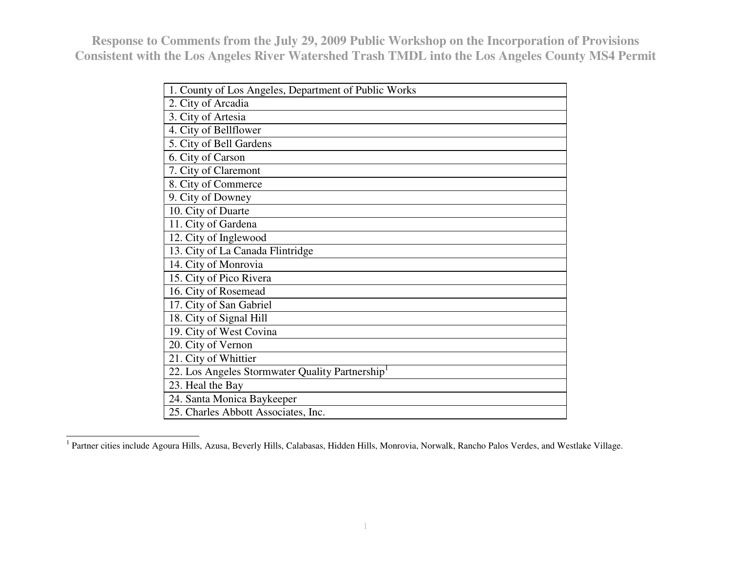# Response to Comments from the July 29, 2009 Public Workshop on the Incorporation of Provisions Consistent with the Los Angeles River Watershed Trash TMDL into the Los Angeles County MS4 Permit

| 1. County of Los Angeles, Department of Public Works |
|---|
| 2. City of Arcadia |
| 3. City of Artesia |
| 4. City of Bellflower |
| 5. City of Bell Gardens |
| 6. City of Carson |
| 7. City of Claremont |
| 8. City of Commerce |
| 9. City of Downey |
| 10. City of Duarte |
| 11. City of Gardena |
| 12. City of Inglewood |
| 13. City of La Canada Flintridge |
| 14. City of Monrovia |
| 15. City of Pico Rivera |
| 16. City of Rosemead |
| 17. City of San Gabriel |
| 18. City of Signal Hill |
| 19. City of West Covina |
| 20. City of Vernon |
| 21. City of Whittier |
| 22. Los Angeles Stormwater Quality Partnership[1] |
| 23. Heal the Bay |
| 24. Santa Monica Baykeeper |
| 25. Charles Abbott Associates, Inc. |

[1] Partner cities include Agoura Hills, Azusa, Beverly Hills, Calabasas, Hidden Hills, Monrovia, Norwalk, Rancho Palos Verdes, and Westlake Village.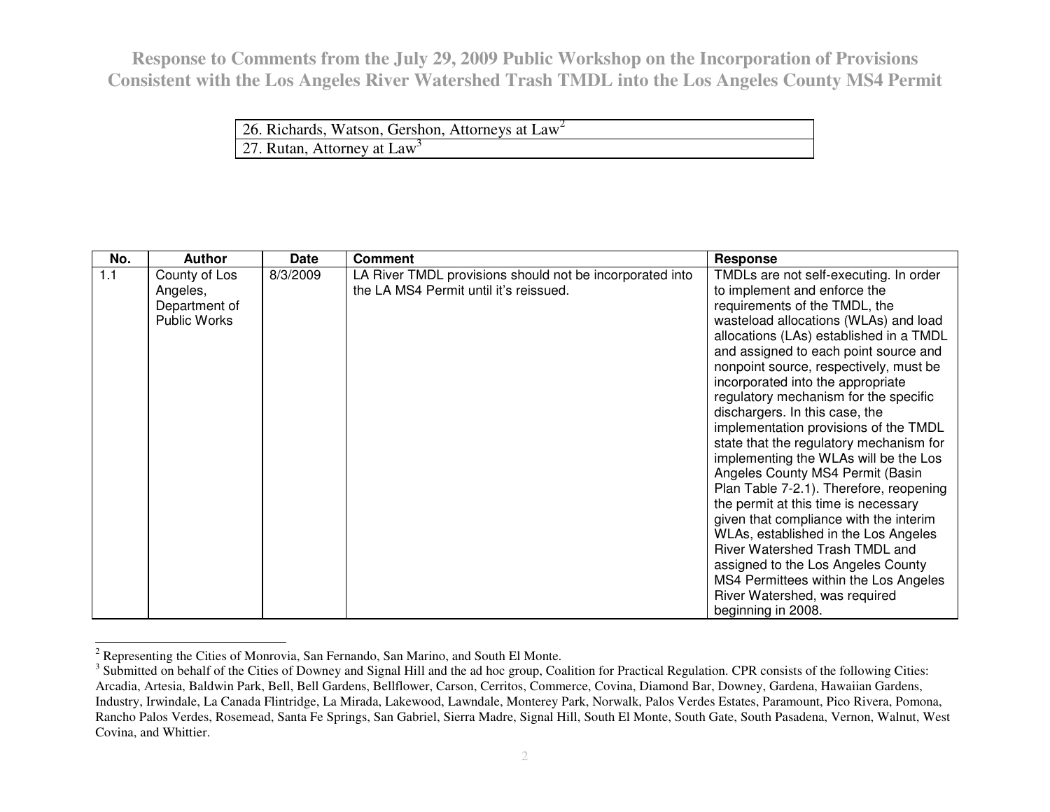| 26. Richards, Watson, Gershon, Attorneys at Law[2] |
| --- |
| 27. Rutan, Attorney at Law[3] |

| No. | Author | Date | Comment | Response |
| --- | --- | --- | --- | --- |
| 1.1 | County of Los Angeles, Department of Public Works | 8/3/2009 | LA River TMDL provisions should not be incorporated into the LA MS4 Permit until it's reissued. | TMDLs are not self-executing. In order to implement and enforce the requirements of the TMDL, the wasteload allocations (WLAs) and load allocations (LAs) established in a TMDL and assigned to each point source and nonpoint source, respectively, must be incorporated into the appropriate regulatory mechanism for the specific dischargers. In this case, the implementation provisions of the TMDL state that the regulatory mechanism for implementing the WLAs will be the Los Angeles County MS4 Permit (Basin Plan Table 7-2.1). Therefore, reopening the permit at this time is necessary given that compliance with the interim WLAs, established in the Los Angeles River Watershed Trash TMDL and assigned to the Los Angeles County MS4 Permittees within the Los Angeles River Watershed, was required beginning in 2008. |

[2] Representing the Cities of Monrovia, San Fernando, San Marino, and South El Monte.

[3] Submitted on behalf of the Cities of Downey and Signal Hill and the ad hoc group, Coalition for Practical Regulation. CPR consists of the following Cities: Arcadia, Artesia, Baldwin Park, Bell, Bell Gardens, Bellflower, Carson, Cerritos, Commerce, Covina, Diamond Bar, Downey, Gardena, Hawaiian Gardens, Industry, Irwindale, La Canada Flintridge, La Mirada, Lakewood, Lawndale, Monterey Park, Norwalk, Palos Verdes Estates, Paramount, Pico Rivera, Pomona, Rancho Palos Verdes, Rosemead, Santa Fe Springs, San Gabriel, Sierra Madre, Signal Hill, South El Monte, South Gate, South Pasadena, Vernon, Walnut, West Covina, and Whittier.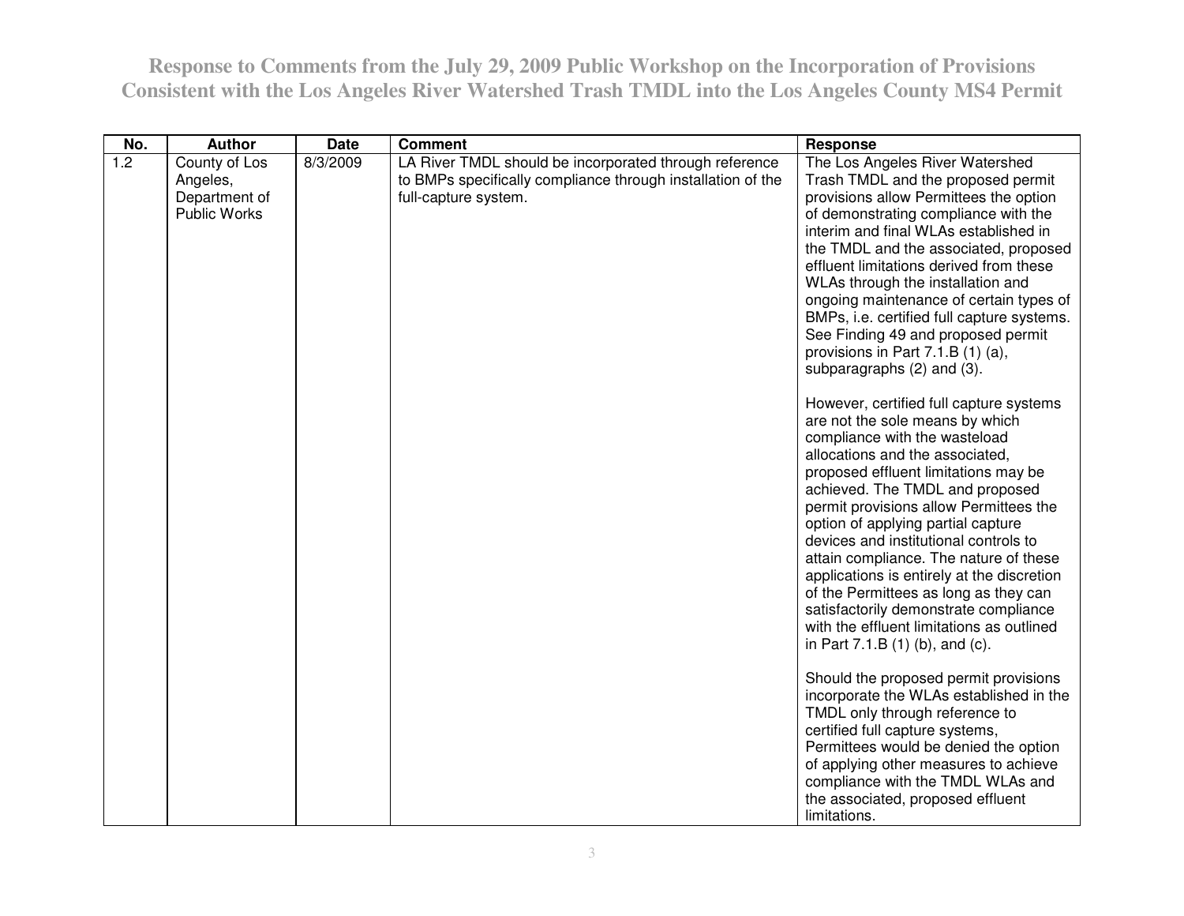# Response to Comments from the July 29, 2009 Public Workshop on the Incorporation of Provisions Consistent with the Los Angeles River Watershed Trash TMDL into the Los Angeles County MS4 Permit

| No. | Author | Date | Comment | Response |
|---|---|---|---|---|
| 1.2 | County of Los Angeles, Department of Public Works | 8/3/2009 | LA River TMDL should be incorporated through reference to BMPs specifically compliance through installation of the full-capture system. | The Los Angeles River Watershed Trash TMDL and the proposed permit provisions allow Permittees the option of demonstrating compliance with the interim and final WLAs established in the TMDL and the associated, proposed effluent limitations derived from these WLAs through the installation and ongoing maintenance of certain types of BMPs, i.e. certified full capture systems. See Finding 49 and proposed permit provisions in Part 7.1.B (1) (a), subparagraphs (2) and (3).<br><br>However, certified full capture systems are not the sole means by which compliance with the wasteload allocations and the associated, proposed effluent limitations may be achieved. The TMDL and proposed permit provisions allow Permittees the option of applying partial capture devices and institutional controls to attain compliance. The nature of these applications is entirely at the discretion of the Permittees as long as they can satisfactorily demonstrate compliance with the effluent limitations as outlined in Part 7.1.B (1) (b), and (c).<br><br>Should the proposed permit provisions incorporate the WLAs established in the TMDL only through reference to certified full capture systems, Permittees would be denied the option of applying other measures to achieve compliance with the TMDL WLAs and the associated, proposed effluent limitations. |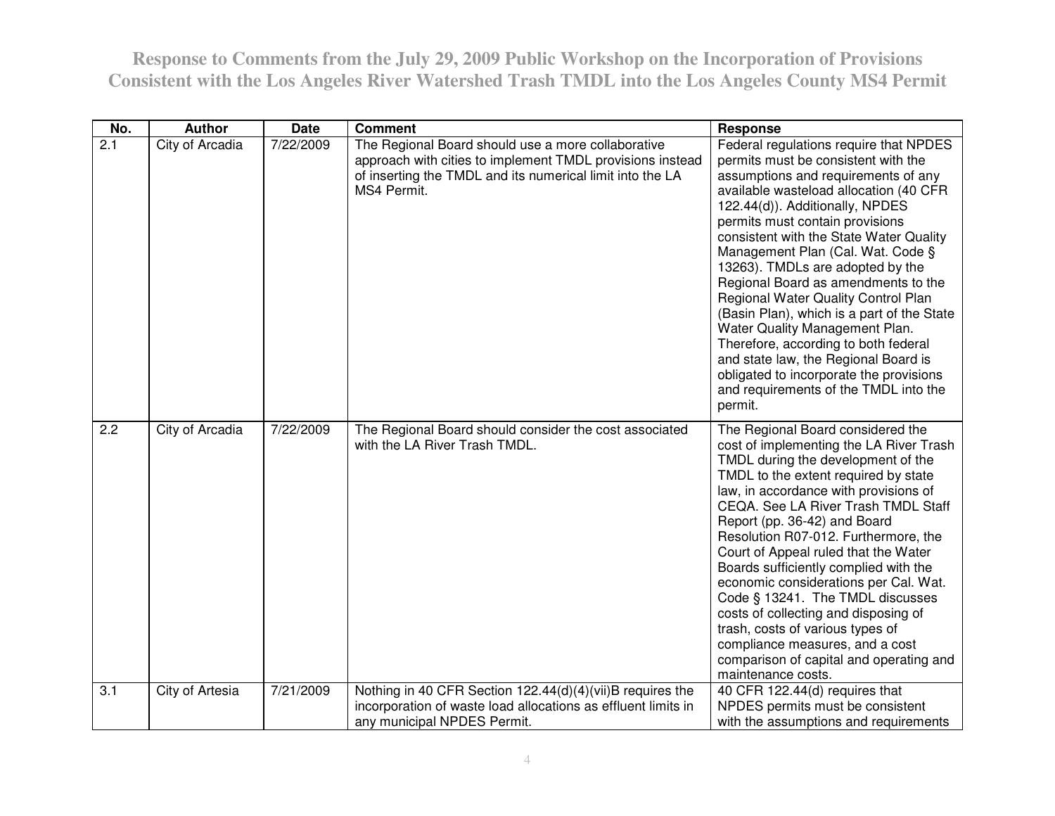# Response to Comments from the July 29, 2009 Public Workshop on the Incorporation of Provisions Consistent with the Los Angeles River Watershed Trash TMDL into the Los Angeles County MS4 Permit

| No. | Author | Date | Comment | Response |
|---|---|---|---|---|
| 2.1 | City of Arcadia | 7/22/2009 | The Regional Board should use a more collaborative approach with cities to implement TMDL provisions instead of inserting the TMDL and its numerical limit into the LA MS4 Permit. | Federal regulations require that NPDES permits must be consistent with the assumptions and requirements of any available wasteload allocation (40 CFR 122.44(d)). Additionally, NPDES permits must contain provisions consistent with the State Water Quality Management Plan (Cal. Wat. Code § 13263). TMDLs are adopted by the Regional Board as amendments to the Regional Water Quality Control Plan (Basin Plan), which is a part of the State Water Quality Management Plan. Therefore, according to both federal and state law, the Regional Board is obligated to incorporate the provisions and requirements of the TMDL into the permit. |
| 2.2 | City of Arcadia | 7/22/2009 | The Regional Board should consider the cost associated with the LA River Trash TMDL. | The Regional Board considered the cost of implementing the LA River Trash TMDL during the development of the TMDL to the extent required by state law, in accordance with provisions of CEQA. See LA River Trash TMDL Staff Report (pp. 36-42) and Board Resolution R07-012. Furthermore, the Court of Appeal ruled that the Water Boards sufficiently complied with the economic considerations per Cal. Wat. Code § 13241. The TMDL discusses costs of collecting and disposing of trash, costs of various types of compliance measures, and a cost comparison of capital and operating and maintenance costs. |
| 3.1 | City of Artesia | 7/21/2009 | Nothing in 40 CFR Section 122.44(d)(4)(vii)B requires the incorporation of waste load allocations as effluent limits in any municipal NPDES Permit. | 40 CFR 122.44(d) requires that NPDES permits must be consistent with the assumptions and requirements |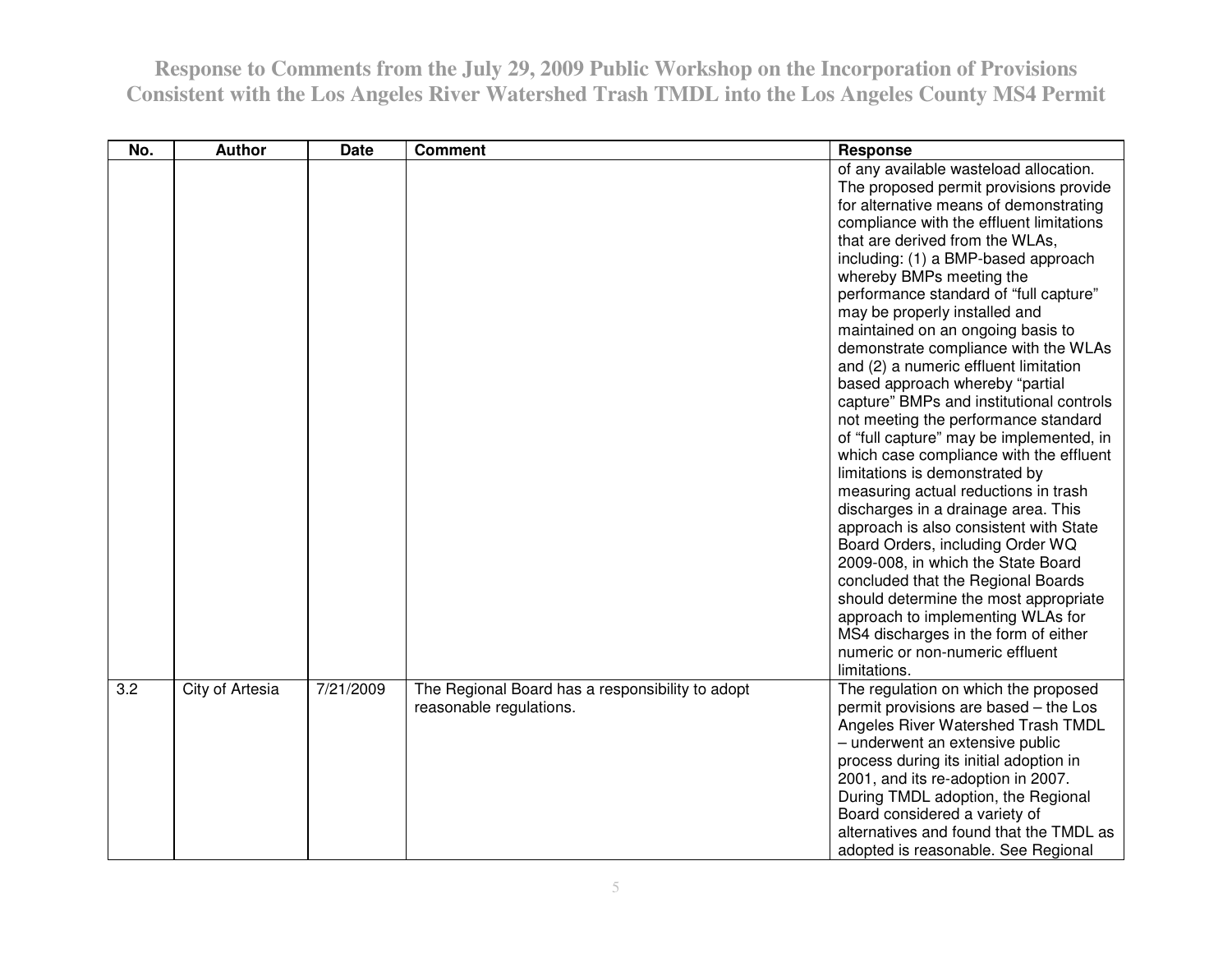| No. | Author | Date | Comment | Response |
|---|---|---|---|---|
| | | | | of any available wasteload allocation. The proposed permit provisions provide for alternative means of demonstrating compliance with the effluent limitations that are derived from the WLAs, including: (1) a BMP-based approach whereby BMPs meeting the performance standard of "full capture" may be properly installed and maintained on an ongoing basis to demonstrate compliance with the WLAs and (2) a numeric effluent limitation based approach whereby "partial capture" BMPs and institutional controls not meeting the performance standard of "full capture" may be implemented, in which case compliance with the effluent limitations is demonstrated by measuring actual reductions in trash discharges in a drainage area. This approach is also consistent with State Board Orders, including Order WQ 2009-008, in which the State Board concluded that the Regional Boards should determine the most appropriate approach to implementing WLAs for MS4 discharges in the form of either numeric or non-numeric effluent limitations. |
| 3.2 | City of Artesia | 7/21/2009 | The Regional Board has a responsibility to adopt reasonable regulations. | The regulation on which the proposed permit provisions are based – the Los Angeles River Watershed Trash TMDL – underwent an extensive public process during its initial adoption in 2001, and its re-adoption in 2007. During TMDL adoption, the Regional Board considered a variety of alternatives and found that the TMDL as adopted is reasonable. See Regional |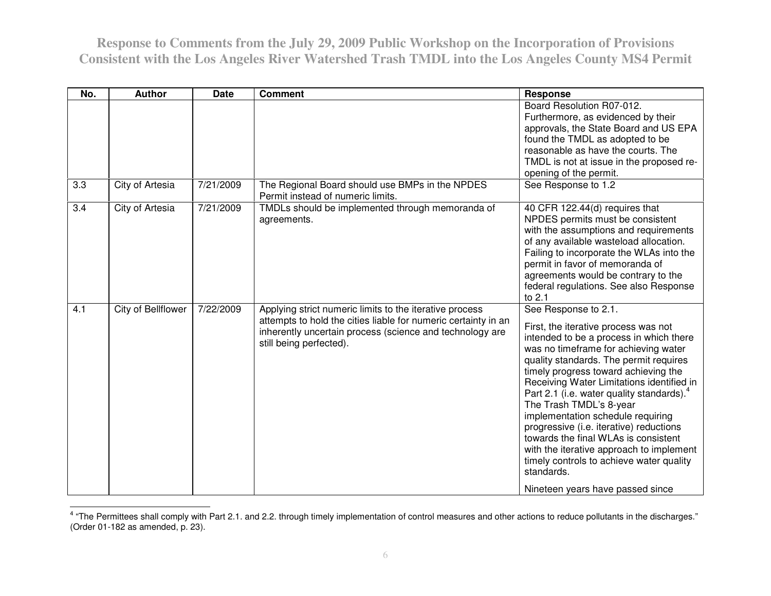| No. | Author | Date | Comment | Response |
|---|---|---|---|---|
| | | | | Board Resolution R07-012. Furthermore, as evidenced by their approvals, the State Board and US EPA found the TMDL as adopted to be reasonable as have the courts. The TMDL is not at issue in the proposed re-opening of the permit. |
| 3.3 | City of Artesia | 7/21/2009 | The Regional Board should use BMPs in the NPDES Permit instead of numeric limits. | See Response to 1.2 |
| 3.4 | City of Artesia | 7/21/2009 | TMDLs should be implemented through memoranda of agreements. | 40 CFR 122.44(d) requires that NPDES permits must be consistent with the assumptions and requirements of any available wasteload allocation. Failing to incorporate the WLAs into the permit in favor of memoranda of agreements would be contrary to the federal regulations. See also Response to 2.1 |
| 4.1 | City of Bellflower | 7/22/2009 | Applying strict numeric limits to the iterative process attempts to hold the cities liable for numeric certainty in an inherently uncertain process (science and technology are still being perfected). | See Response to 2.1.<br><br>First, the iterative process was not intended to be a process in which there was no timeframe for achieving water quality standards. The permit requires timely progress toward achieving the Receiving Water Limitations identified in Part 2.1 (i.e. water quality standards).[4] The Trash TMDL's 8-year implementation schedule requiring progressive (i.e. iterative) reductions towards the final WLAs is consistent with the iterative approach to implement timely controls to achieve water quality standards.<br><br>Nineteen years have passed since |

[4] "The Permittees shall comply with Part 2.1. and 2.2. through timely implementation of control measures and other actions to reduce pollutants in the discharges." (Order 01-182 as amended, p. 23).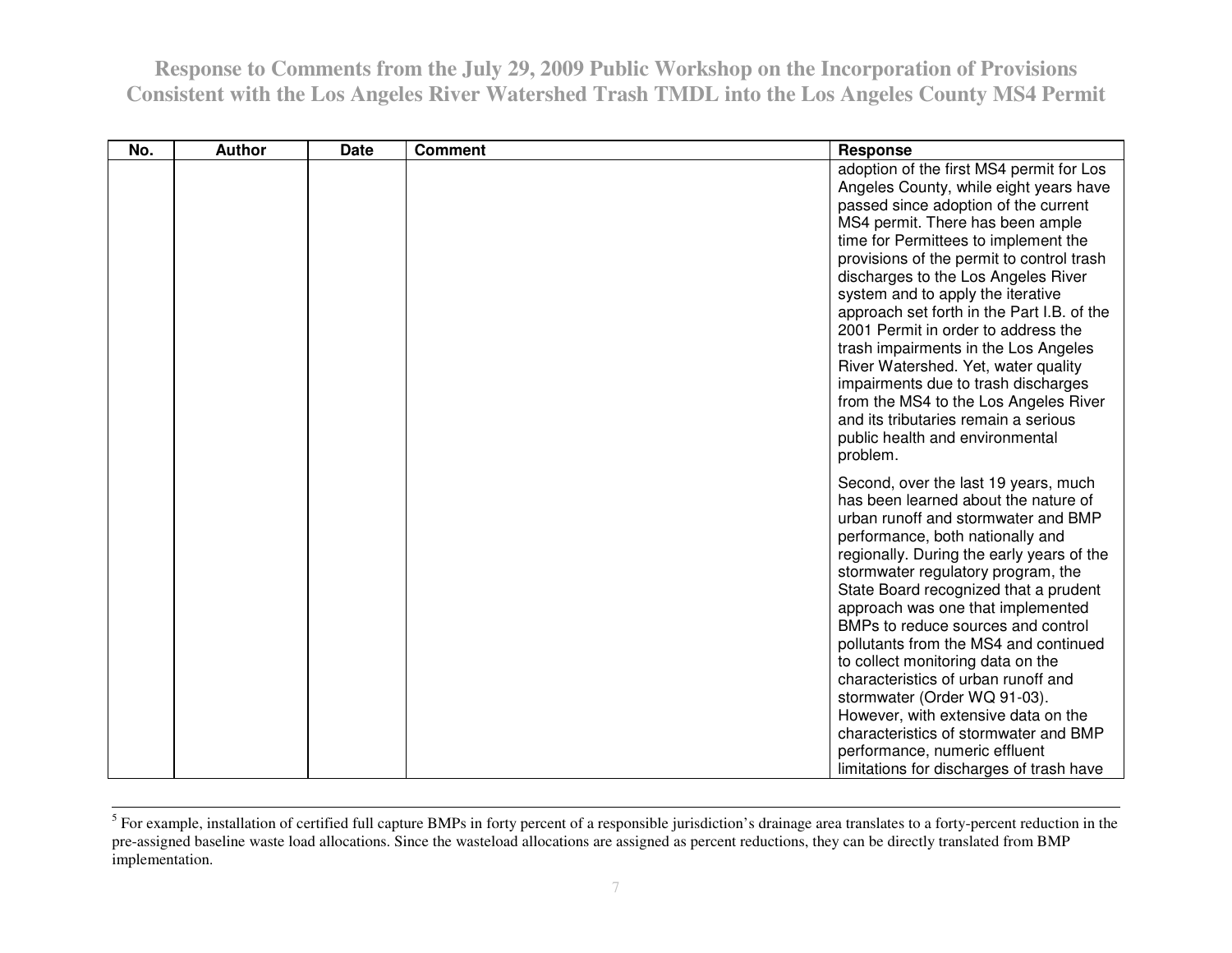| No. | Author | Date | Comment | Response |
|---|---|---|---|---|
| | | | | adoption of the first MS4 permit for Los Angeles County, while eight years have passed since adoption of the current MS4 permit. There has been ample time for Permittees to implement the provisions of the permit to control trash discharges to the Los Angeles River system and to apply the iterative approach set forth in the Part I.B. of the 2001 Permit in order to address the trash impairments in the Los Angeles River Watershed. Yet, water quality impairments due to trash discharges from the MS4 to the Los Angeles River and its tributaries remain a serious public health and environmental problem.<br><br>Second, over the last 19 years, much has been learned about the nature of urban runoff and stormwater and BMP performance, both nationally and regionally. During the early years of the stormwater regulatory program, the State Board recognized that a prudent approach was one that implemented BMPs to reduce sources and control pollutants from the MS4 and continued to collect monitoring data on the characteristics of urban runoff and stormwater (Order WQ 91-03). However, with extensive data on the characteristics of stormwater and BMP performance, numeric effluent limitations for discharges of trash have |

[5] For example, installation of certified full capture BMPs in forty percent of a responsible jurisdiction's drainage area translates to a forty-percent reduction in the pre-assigned baseline waste load allocations. Since the wasteload allocations are assigned as percent reductions, they can be directly translated from BMP implementation.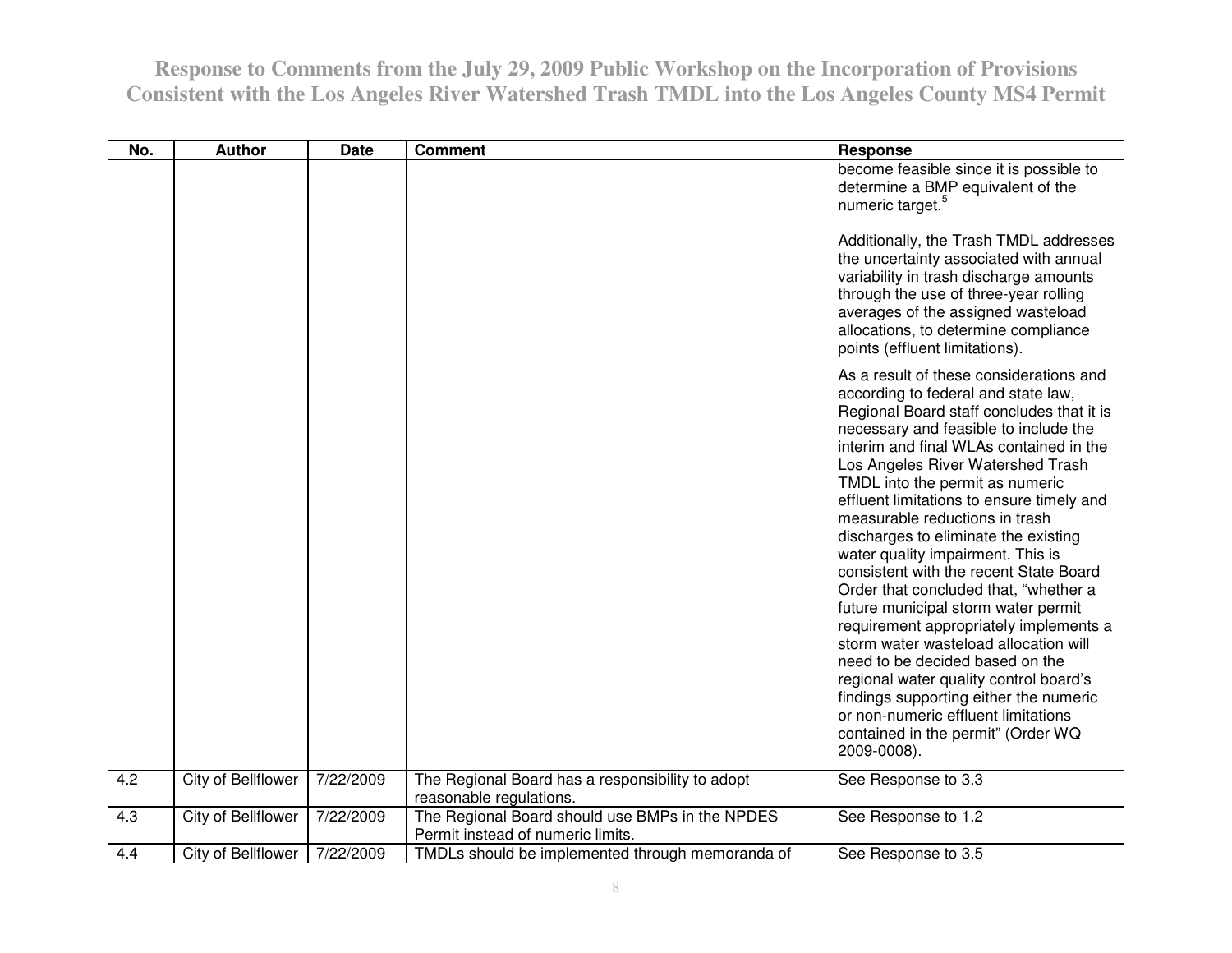# Response to Comments from the July 29, 2009 Public Workshop on the Incorporation of Provisions Consistent with the Los Angeles River Watershed Trash TMDL into the Los Angeles County MS4 Permit

| No. | Author | Date | Comment | Response |
|---|---|---|---|---|
| | | | | become feasible since it is possible to determine a BMP equivalent of the numeric target.[5]<br><br>Additionally, the Trash TMDL addresses the uncertainty associated with annual variability in trash discharge amounts through the use of three-year rolling averages of the assigned wasteload allocations, to determine compliance points (effluent limitations).<br><br>As a result of these considerations and according to federal and state law, Regional Board staff concludes that it is necessary and feasible to include the interim and final WLAs contained in the Los Angeles River Watershed Trash TMDL into the permit as numeric effluent limitations to ensure timely and measurable reductions in trash discharges to eliminate the existing water quality impairment. This is consistent with the recent State Board Order that concluded that, "whether a future municipal storm water permit requirement appropriately implements a storm water wasteload allocation will need to be decided based on the regional water quality control board's findings supporting either the numeric or non-numeric effluent limitations contained in the permit" (Order WQ 2009-0008). |
| 4.2 | City of Bellflower | 7/22/2009 | The Regional Board has a responsibility to adopt reasonable regulations. | See Response to 3.3 |
| 4.3 | City of Bellflower | 7/22/2009 | The Regional Board should use BMPs in the NPDES Permit instead of numeric limits. | See Response to 1.2 |
| 4.4 | City of Bellflower | 7/22/2009 | TMDLs should be implemented through memoranda of | See Response to 3.5 |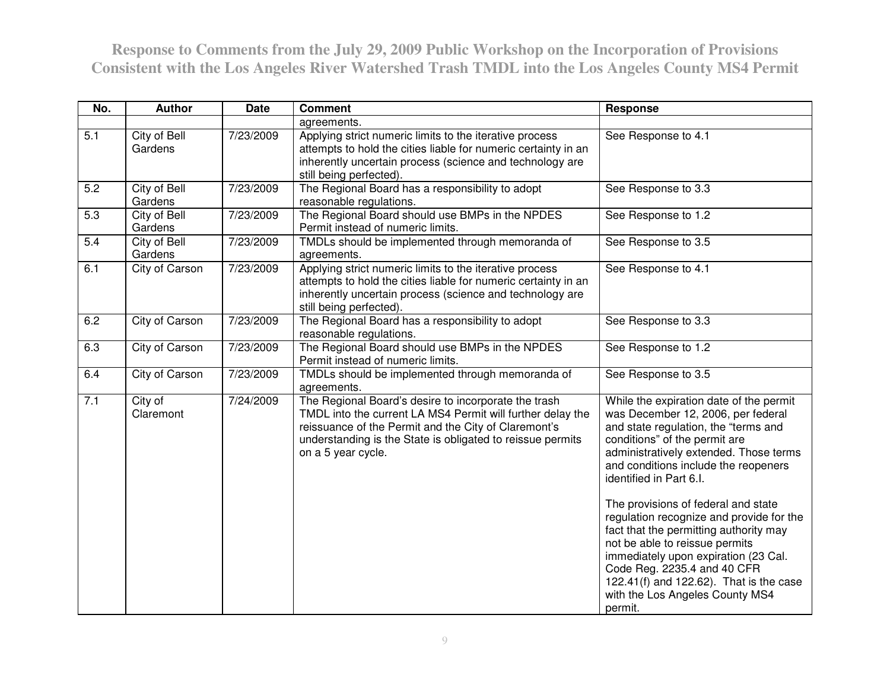# Response to Comments from the July 29, 2009 Public Workshop on the Incorporation of Provisions Consistent with the Los Angeles River Watershed Trash TMDL into the Los Angeles County MS4 Permit

| No. | Author | Date | Comment | Response |
|---|---|---|---|---|
| | | | agreements. | |
| 5.1 | City of Bell Gardens | 7/23/2009 | Applying strict numeric limits to the iterative process attempts to hold the cities liable for numeric certainty in an inherently uncertain process (science and technology are still being perfected). | See Response to 4.1 |
| 5.2 | City of Bell Gardens | 7/23/2009 | The Regional Board has a responsibility to adopt reasonable regulations. | See Response to 3.3 |
| 5.3 | City of Bell Gardens | 7/23/2009 | The Regional Board should use BMPs in the NPDES Permit instead of numeric limits. | See Response to 1.2 |
| 5.4 | City of Bell Gardens | 7/23/2009 | TMDLs should be implemented through memoranda of agreements. | See Response to 3.5 |
| 6.1 | City of Carson | 7/23/2009 | Applying strict numeric limits to the iterative process attempts to hold the cities liable for numeric certainty in an inherently uncertain process (science and technology are still being perfected). | See Response to 4.1 |
| 6.2 | City of Carson | 7/23/2009 | The Regional Board has a responsibility to adopt reasonable regulations. | See Response to 3.3 |
| 6.3 | City of Carson | 7/23/2009 | The Regional Board should use BMPs in the NPDES Permit instead of numeric limits. | See Response to 1.2 |
| 6.4 | City of Carson | 7/23/2009 | TMDLs should be implemented through memoranda of agreements. | See Response to 3.5 |
| 7.1 | City of Claremont | 7/24/2009 | The Regional Board's desire to incorporate the trash TMDL into the current LA MS4 Permit will further delay the reissuance of the Permit and the City of Claremont's understanding is the State is obligated to reissue permits on a 5 year cycle. | While the expiration date of the permit was December 12, 2006, per federal and state regulation, the "terms and conditions" of the permit are administratively extended. Those terms and conditions include the reopeners identified in Part 6.I.<br><br>The provisions of federal and state regulation recognize and provide for the fact that the permitting authority may not be able to reissue permits immediately upon expiration (23 Cal. Code Reg. 2235.4 and 40 CFR 122.41(f) and 122.62). That is the case with the Los Angeles County MS4 permit. |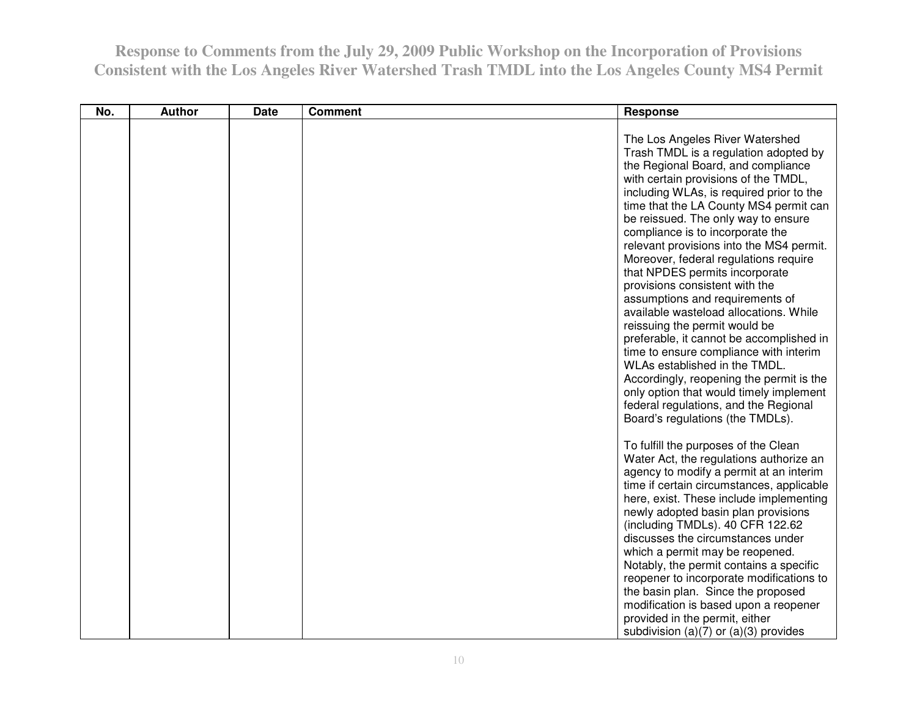| No. | Author | Date | Comment | Response |
|---|---|---|---|---|
| | | | | The Los Angeles River Watershed Trash TMDL is a regulation adopted by the Regional Board, and compliance with certain provisions of the TMDL, including WLAs, is required prior to the time that the LA County MS4 permit can be reissued. The only way to ensure compliance is to incorporate the relevant provisions into the MS4 permit. Moreover, federal regulations require that NPDES permits incorporate provisions consistent with the assumptions and requirements of available wasteload allocations. While reissuing the permit would be preferable, it cannot be accomplished in time to ensure compliance with interim WLAs established in the TMDL. Accordingly, reopening the permit is the only option that would timely implement federal regulations, and the Regional Board's regulations (the TMDLs).<br><br>To fulfill the purposes of the Clean Water Act, the regulations authorize an agency to modify a permit at an interim time if certain circumstances, applicable here, exist. These include implementing newly adopted basin plan provisions (including TMDLs). 40 CFR 122.62 discusses the circumstances under which a permit may be reopened. Notably, the permit contains a specific reopener to incorporate modifications to the basin plan. Since the proposed modification is based upon a reopener provided in the permit, either subdivision (a)(7) or (a)(3) provides |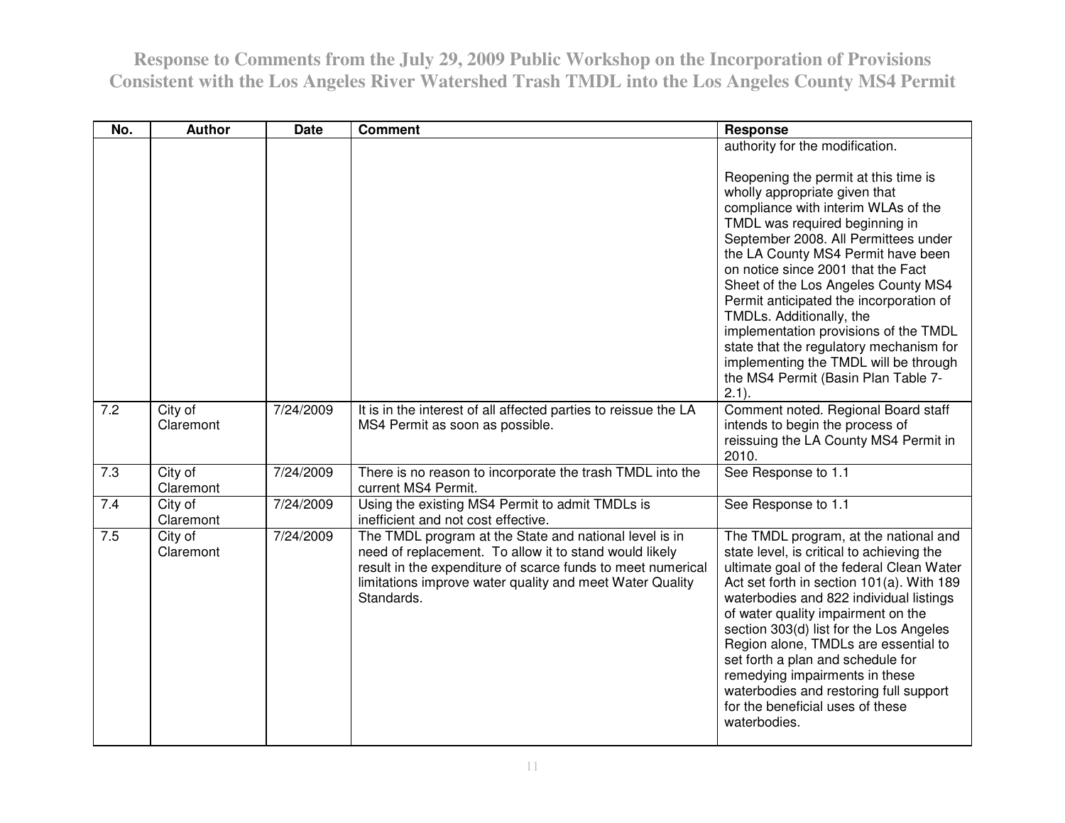**Response to Comments from the July 29, 2009 Public Workshop on the Incorporation of Provisions Consistent with the Los Angeles River Watershed Trash TMDL into the Los Angeles County MS4 Permit**

| No. | Author | Date | Comment | Response |
|---|---|---|---|---|
| | | | | authority for the modification.<br><br>Reopening the permit at this time is wholly appropriate given that compliance with interim WLAs of the TMDL was required beginning in September 2008. All Permittees under the LA County MS4 Permit have been on notice since 2001 that the Fact Sheet of the Los Angeles County MS4 Permit anticipated the incorporation of TMDLs. Additionally, the implementation provisions of the TMDL state that the regulatory mechanism for implementing the TMDL will be through the MS4 Permit (Basin Plan Table 7-2.1). |
| 7.2 | City of Claremont | 7/24/2009 | It is in the interest of all affected parties to reissue the LA MS4 Permit as soon as possible. | Comment noted. Regional Board staff intends to begin the process of reissuing the LA County MS4 Permit in 2010. |
| 7.3 | City of Claremont | 7/24/2009 | There is no reason to incorporate the trash TMDL into the current MS4 Permit. | See Response to 1.1 |
| 7.4 | City of Claremont | 7/24/2009 | Using the existing MS4 Permit to admit TMDLs is inefficient and not cost effective. | See Response to 1.1 |
| 7.5 | City of Claremont | 7/24/2009 | The TMDL program at the State and national level is in need of replacement. To allow it to stand would likely result in the expenditure of scarce funds to meet numerical limitations improve water quality and meet Water Quality Standards. | The TMDL program, at the national and state level, is critical to achieving the ultimate goal of the federal Clean Water Act set forth in section 101(a). With 189 waterbodies and 822 individual listings of water quality impairment on the section 303(d) list for the Los Angeles Region alone, TMDLs are essential to set forth a plan and schedule for remedying impairments in these waterbodies and restoring full support for the beneficial uses of these waterbodies. |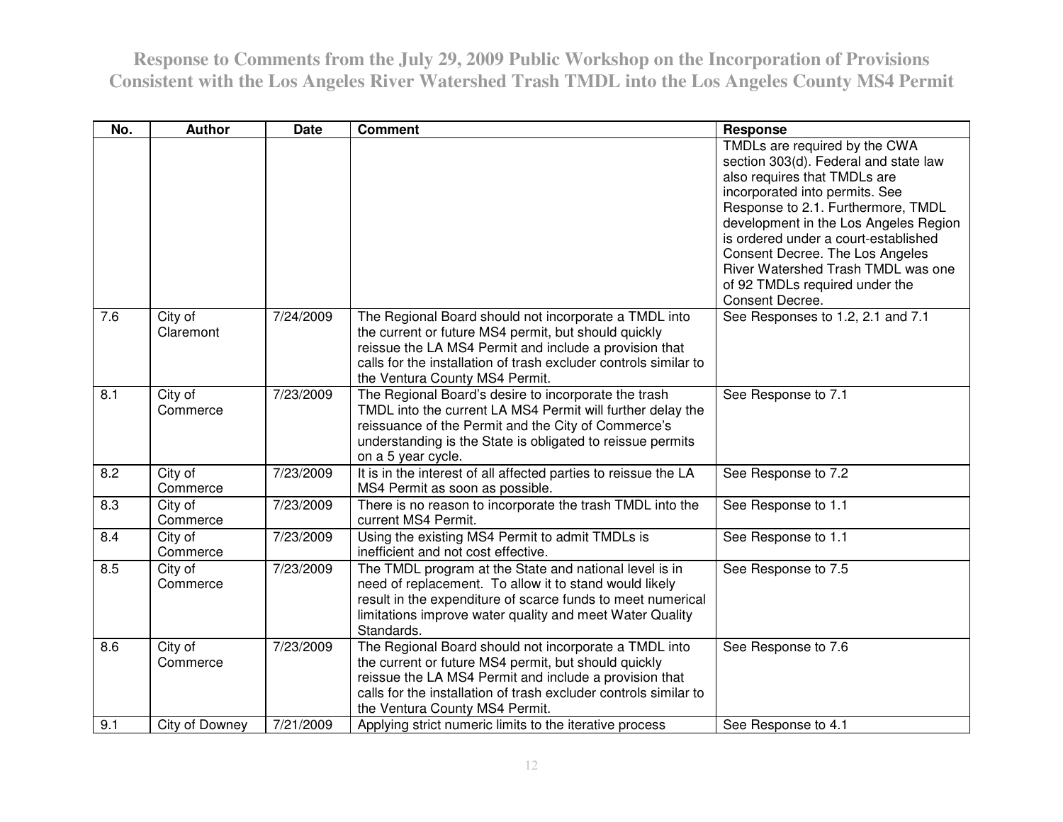| No. | Author | Date | Comment | Response |
|---|---|---|---|---|
| | | | | TMDLs are required by the CWA section 303(d). Federal and state law also requires that TMDLs are incorporated into permits. See Response to 2.1. Furthermore, TMDL development in the Los Angeles Region is ordered under a court-established Consent Decree. The Los Angeles River Watershed Trash TMDL was one of 92 TMDLs required under the Consent Decree. |
| 7.6 | City of Claremont | 7/24/2009 | The Regional Board should not incorporate a TMDL into the current or future MS4 permit, but should quickly reissue the LA MS4 Permit and include a provision that calls for the installation of trash excluder controls similar to the Ventura County MS4 Permit. | See Responses to 1.2, 2.1 and 7.1 |
| 8.1 | City of Commerce | 7/23/2009 | The Regional Board's desire to incorporate the trash TMDL into the current LA MS4 Permit will further delay the reissuance of the Permit and the City of Commerce's understanding is the State is obligated to reissue permits on a 5 year cycle. | See Response to 7.1 |
| 8.2 | City of Commerce | 7/23/2009 | It is in the interest of all affected parties to reissue the LA MS4 Permit as soon as possible. | See Response to 7.2 |
| 8.3 | City of Commerce | 7/23/2009 | There is no reason to incorporate the trash TMDL into the current MS4 Permit. | See Response to 1.1 |
| 8.4 | City of Commerce | 7/23/2009 | Using the existing MS4 Permit to admit TMDLs is inefficient and not cost effective. | See Response to 1.1 |
| 8.5 | City of Commerce | 7/23/2009 | The TMDL program at the State and national level is in need of replacement. To allow it to stand would likely result in the expenditure of scarce funds to meet numerical limitations improve water quality and meet Water Quality Standards. | See Response to 7.5 |
| 8.6 | City of Commerce | 7/23/2009 | The Regional Board should not incorporate a TMDL into the current or future MS4 permit, but should quickly reissue the LA MS4 Permit and include a provision that calls for the installation of trash excluder controls similar to the Ventura County MS4 Permit. | See Response to 7.6 |
| 9.1 | City of Downey | 7/21/2009 | Applying strict numeric limits to the iterative process | See Response to 4.1 |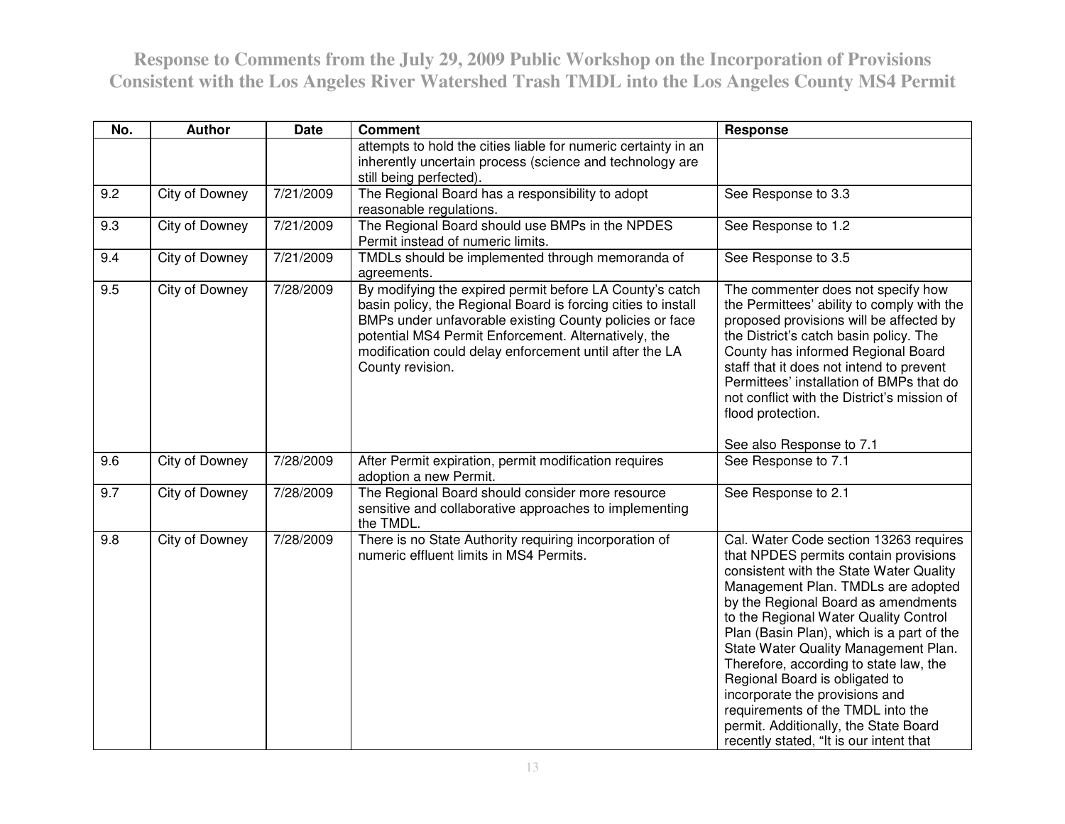| No. | Author | Date | Comment | Response |
|---|---|---|---|---|
| | | | attempts to hold the cities liable for numeric certainty in an inherently uncertain process (science and technology are still being perfected). | |
| 9.2 | City of Downey | 7/21/2009 | The Regional Board has a responsibility to adopt reasonable regulations. | See Response to 3.3 |
| 9.3 | City of Downey | 7/21/2009 | The Regional Board should use BMPs in the NPDES Permit instead of numeric limits. | See Response to 1.2 |
| 9.4 | City of Downey | 7/21/2009 | TMDLs should be implemented through memoranda of agreements. | See Response to 3.5 |
| 9.5 | City of Downey | 7/28/2009 | By modifying the expired permit before LA County's catch basin policy, the Regional Board is forcing cities to install BMPs under unfavorable existing County policies or face potential MS4 Permit Enforcement. Alternatively, the modification could delay enforcement until after the LA County revision. | The commenter does not specify how the Permittees' ability to comply with the proposed provisions will be affected by the District's catch basin policy. The County has informed Regional Board staff that it does not intend to prevent Permittees' installation of BMPs that do not conflict with the District's mission of flood protection.<br><br>See also Response to 7.1 |
| 9.6 | City of Downey | 7/28/2009 | After Permit expiration, permit modification requires adoption a new Permit. | See Response to 7.1 |
| 9.7 | City of Downey | 7/28/2009 | The Regional Board should consider more resource sensitive and collaborative approaches to implementing the TMDL. | See Response to 2.1 |
| 9.8 | City of Downey | 7/28/2009 | There is no State Authority requiring incorporation of numeric effluent limits in MS4 Permits. | Cal. Water Code section 13263 requires that NPDES permits contain provisions consistent with the State Water Quality Management Plan. TMDLs are adopted by the Regional Board as amendments to the Regional Water Quality Control Plan (Basin Plan), which is a part of the State Water Quality Management Plan. Therefore, according to state law, the Regional Board is obligated to incorporate the provisions and requirements of the TMDL into the permit. Additionally, the State Board recently stated, "It is our intent that |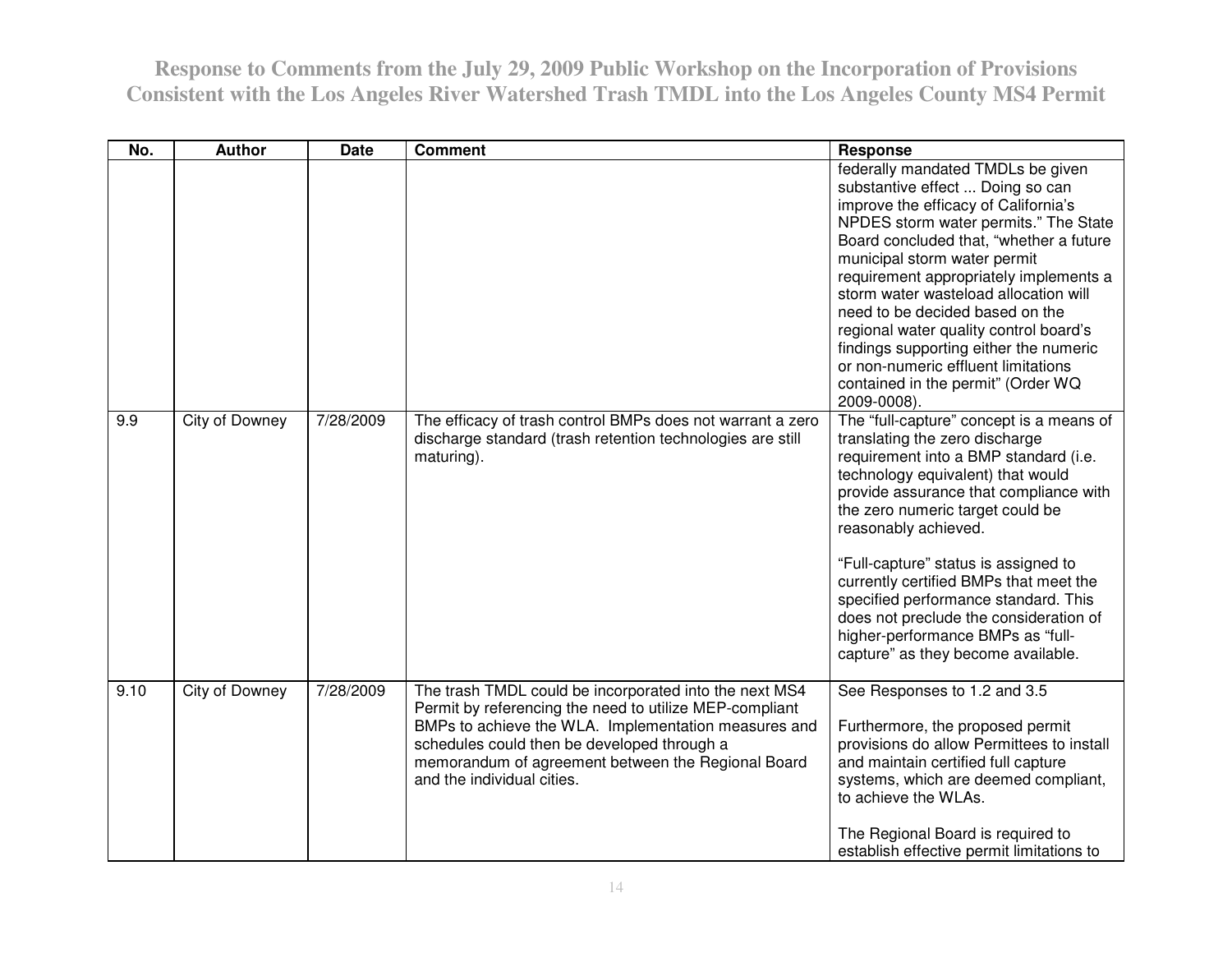| No. | Author | Date | Comment | Response |
|---|---|---|---|---|
| | | | | federally mandated TMDLs be given substantive effect ... Doing so can improve the efficacy of California's NPDES storm water permits." The State Board concluded that, "whether a future municipal storm water permit requirement appropriately implements a storm water wasteload allocation will need to be decided based on the regional water quality control board's findings supporting either the numeric or non-numeric effluent limitations contained in the permit" (Order WQ 2009-0008). |
| 9.9 | City of Downey | 7/28/2009 | The efficacy of trash control BMPs does not warrant a zero discharge standard (trash retention technologies are still maturing). | The "full-capture" concept is a means of translating the zero discharge requirement into a BMP standard (i.e. technology equivalent) that would provide assurance that compliance with the zero numeric target could be reasonably achieved.<br><br>"Full-capture" status is assigned to currently certified BMPs that meet the specified performance standard. This does not preclude the consideration of higher-performance BMPs as "full-capture" as they become available. |
| 9.10 | City of Downey | 7/28/2009 | The trash TMDL could be incorporated into the next MS4 Permit by referencing the need to utilize MEP-compliant BMPs to achieve the WLA. Implementation measures and schedules could then be developed through a memorandum of agreement between the Regional Board and the individual cities. | See Responses to 1.2 and 3.5<br><br>Furthermore, the proposed permit provisions do allow Permittees to install and maintain certified full capture systems, which are deemed compliant, to achieve the WLAs.<br><br>The Regional Board is required to establish effective permit limitations to |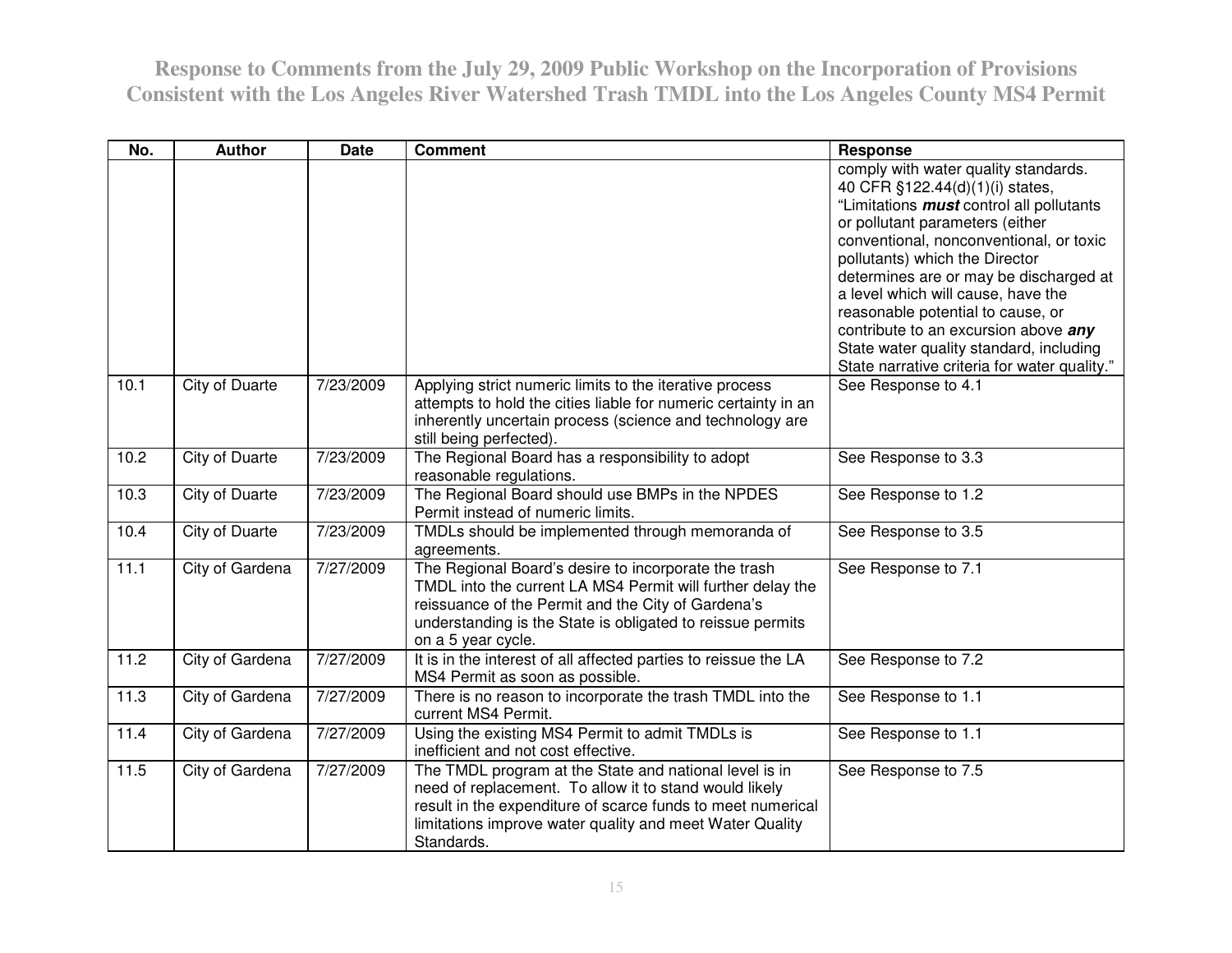| No. | Author | Date | Comment | Response |
|---|---|---|---|---|
| | | | | comply with water quality standards. 40 CFR §122.44(d)(1)(i) states, "Limitations ***must*** control all pollutants or pollutant parameters (either conventional, nonconventional, or toxic pollutants) which the Director determines are or may be discharged at a level which will cause, have the reasonable potential to cause, or contribute to an excursion above ***any*** State water quality standard, including State narrative criteria for water quality." |
| 10.1 | City of Duarte | 7/23/2009 | Applying strict numeric limits to the iterative process attempts to hold the cities liable for numeric certainty in an inherently uncertain process (science and technology are still being perfected). | See Response to 4.1 |
| 10.2 | City of Duarte | 7/23/2009 | The Regional Board has a responsibility to adopt reasonable regulations. | See Response to 3.3 |
| 10.3 | City of Duarte | 7/23/2009 | The Regional Board should use BMPs in the NPDES Permit instead of numeric limits. | See Response to 1.2 |
| 10.4 | City of Duarte | 7/23/2009 | TMDLs should be implemented through memoranda of agreements. | See Response to 3.5 |
| 11.1 | City of Gardena | 7/27/2009 | The Regional Board's desire to incorporate the trash TMDL into the current LA MS4 Permit will further delay the reissuance of the Permit and the City of Gardena's understanding is the State is obligated to reissue permits on a 5 year cycle. | See Response to 7.1 |
| 11.2 | City of Gardena | 7/27/2009 | It is in the interest of all affected parties to reissue the LA MS4 Permit as soon as possible. | See Response to 7.2 |
| 11.3 | City of Gardena | 7/27/2009 | There is no reason to incorporate the trash TMDL into the current MS4 Permit. | See Response to 1.1 |
| 11.4 | City of Gardena | 7/27/2009 | Using the existing MS4 Permit to admit TMDLs is inefficient and not cost effective. | See Response to 1.1 |
| 11.5 | City of Gardena | 7/27/2009 | The TMDL program at the State and national level is in need of replacement. To allow it to stand would likely result in the expenditure of scarce funds to meet numerical limitations improve water quality and meet Water Quality Standards. | See Response to 7.5 |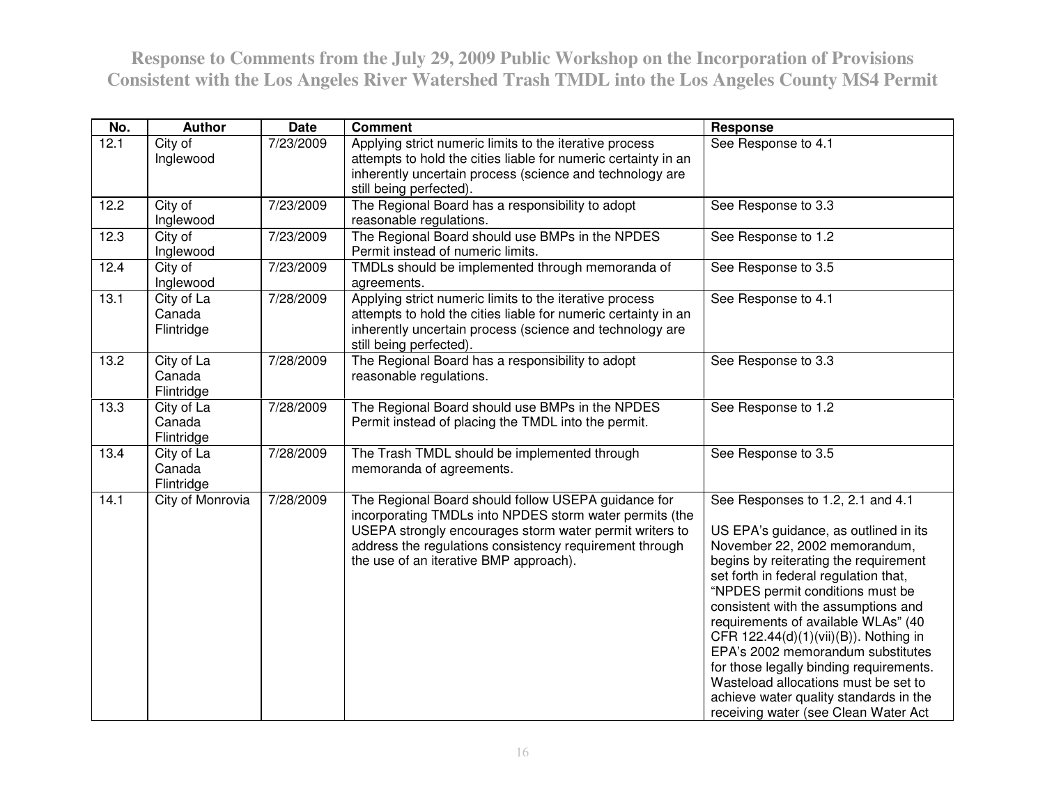# Response to Comments from the July 29, 2009 Public Workshop on the Incorporation of Provisions Consistent with the Los Angeles River Watershed Trash TMDL into the Los Angeles County MS4 Permit

| No. | Author | Date | Comment | Response |
|---|---|---|---|---|
| 12.1 | City of Inglewood | 7/23/2009 | Applying strict numeric limits to the iterative process attempts to hold the cities liable for numeric certainty in an inherently uncertain process (science and technology are still being perfected). | See Response to 4.1 |
| 12.2 | City of Inglewood | 7/23/2009 | The Regional Board has a responsibility to adopt reasonable regulations. | See Response to 3.3 |
| 12.3 | City of Inglewood | 7/23/2009 | The Regional Board should use BMPs in the NPDES Permit instead of numeric limits. | See Response to 1.2 |
| 12.4 | City of Inglewood | 7/23/2009 | TMDLs should be implemented through memoranda of agreements. | See Response to 3.5 |
| 13.1 | City of La Canada Flintridge | 7/28/2009 | Applying strict numeric limits to the iterative process attempts to hold the cities liable for numeric certainty in an inherently uncertain process (science and technology are still being perfected). | See Response to 4.1 |
| 13.2 | City of La Canada Flintridge | 7/28/2009 | The Regional Board has a responsibility to adopt reasonable regulations. | See Response to 3.3 |
| 13.3 | City of La Canada Flintridge | 7/28/2009 | The Regional Board should use BMPs in the NPDES Permit instead of placing the TMDL into the permit. | See Response to 1.2 |
| 13.4 | City of La Canada Flintridge | 7/28/2009 | The Trash TMDL should be implemented through memoranda of agreements. | See Response to 3.5 |
| 14.1 | City of Monrovia | 7/28/2009 | The Regional Board should follow USEPA guidance for incorporating TMDLs into NPDES storm water permits (the USEPA strongly encourages storm water permit writers to address the regulations consistency requirement through the use of an iterative BMP approach). | See Responses to 1.2, 2.1 and 4.1<br><br>US EPA's guidance, as outlined in its November 22, 2002 memorandum, begins by reiterating the requirement set forth in federal regulation that, "NPDES permit conditions must be consistent with the assumptions and requirements of available WLAs" (40 CFR 122.44(d)(1)(vii)(B)). Nothing in EPA's 2002 memorandum substitutes for those legally binding requirements. Wasteload allocations must be set to achieve water quality standards in the receiving water (see Clean Water Act |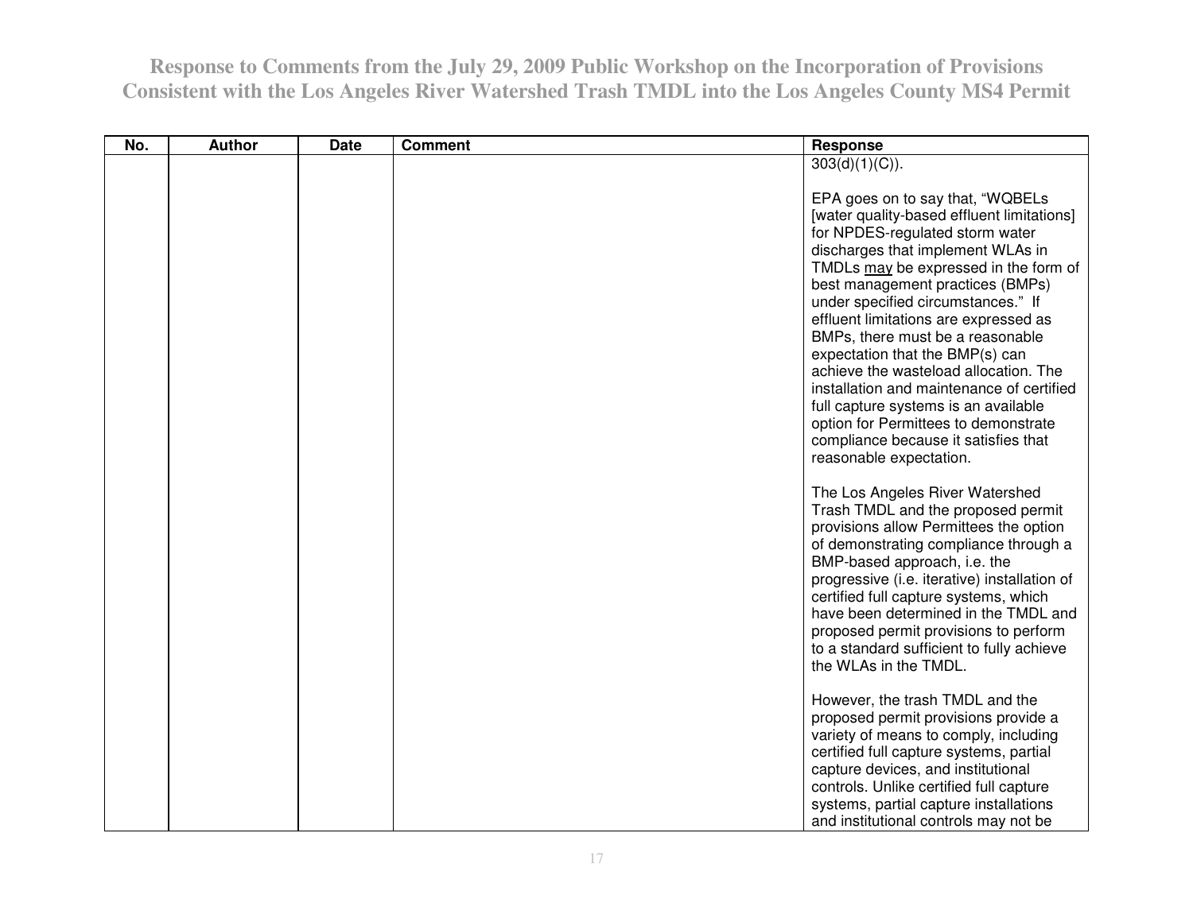# Response to Comments from the July 29, 2009 Public Workshop on the Incorporation of Provisions Consistent with the Los Angeles River Watershed Trash TMDL into the Los Angeles County MS4 Permit

| No. | Author | Date | Comment | Response |
|---|---|---|---|---|
| | | | | 303(d)(1)(C)).<br><br>EPA goes on to say that, "WQBELs [water quality-based effluent limitations] for NPDES-regulated storm water discharges that implement WLAs in TMDLs <u>may</u> be expressed in the form of best management practices (BMPs) under specified circumstances." If effluent limitations are expressed as BMPs, there must be a reasonable expectation that the BMP(s) can achieve the wasteload allocation. The installation and maintenance of certified full capture systems is an available option for Permittees to demonstrate compliance because it satisfies that reasonable expectation.<br><br>The Los Angeles River Watershed Trash TMDL and the proposed permit provisions allow Permittees the option of demonstrating compliance through a BMP-based approach, i.e. the progressive (i.e. iterative) installation of certified full capture systems, which have been determined in the TMDL and proposed permit provisions to perform to a standard sufficient to fully achieve the WLAs in the TMDL.<br><br>However, the trash TMDL and the proposed permit provisions provide a variety of means to comply, including certified full capture systems, partial capture devices, and institutional controls. Unlike certified full capture systems, partial capture installations and institutional controls may not be |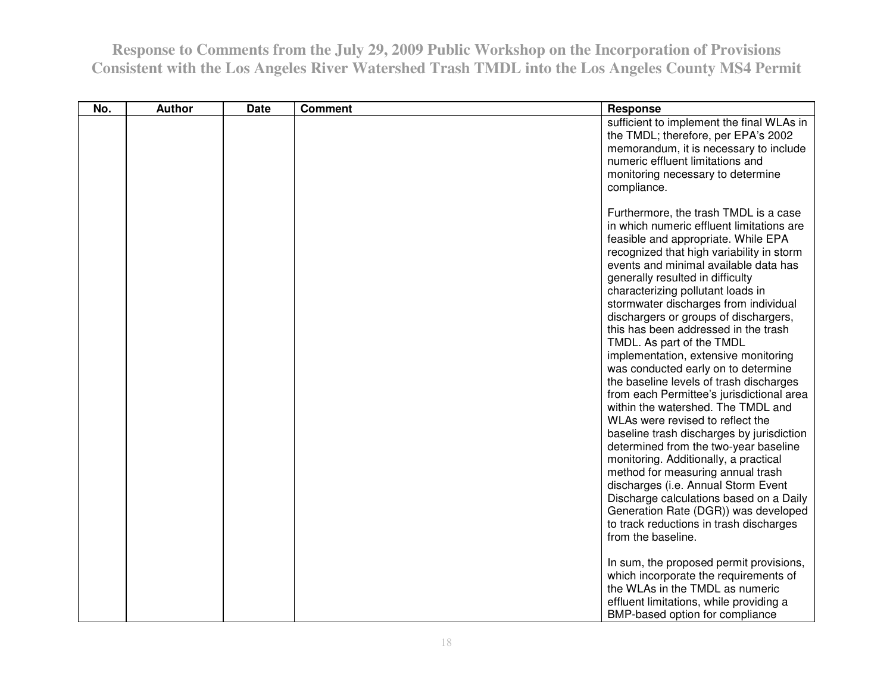# Response to Comments from the July 29, 2009 Public Workshop on the Incorporation of Provisions Consistent with the Los Angeles River Watershed Trash TMDL into the Los Angeles County MS4 Permit

| No. | Author | Date | Comment | Response |
|---|---|---|---|---|
| | | | | sufficient to implement the final WLAs in the TMDL; therefore, per EPA's 2002 memorandum, it is necessary to include numeric effluent limitations and monitoring necessary to determine compliance.<br><br>Furthermore, the trash TMDL is a case in which numeric effluent limitations are feasible and appropriate. While EPA recognized that high variability in storm events and minimal available data has generally resulted in difficulty characterizing pollutant loads in stormwater discharges from individual dischargers or groups of dischargers, this has been addressed in the trash TMDL. As part of the TMDL implementation, extensive monitoring was conducted early on to determine the baseline levels of trash discharges from each Permittee's jurisdictional area within the watershed. The TMDL and WLAs were revised to reflect the baseline trash discharges by jurisdiction determined from the two-year baseline monitoring. Additionally, a practical method for measuring annual trash discharges (i.e. Annual Storm Event Discharge calculations based on a Daily Generation Rate (DGR)) was developed to track reductions in trash discharges from the baseline.<br><br>In sum, the proposed permit provisions, which incorporate the requirements of the WLAs in the TMDL as numeric effluent limitations, while providing a BMP-based option for compliance |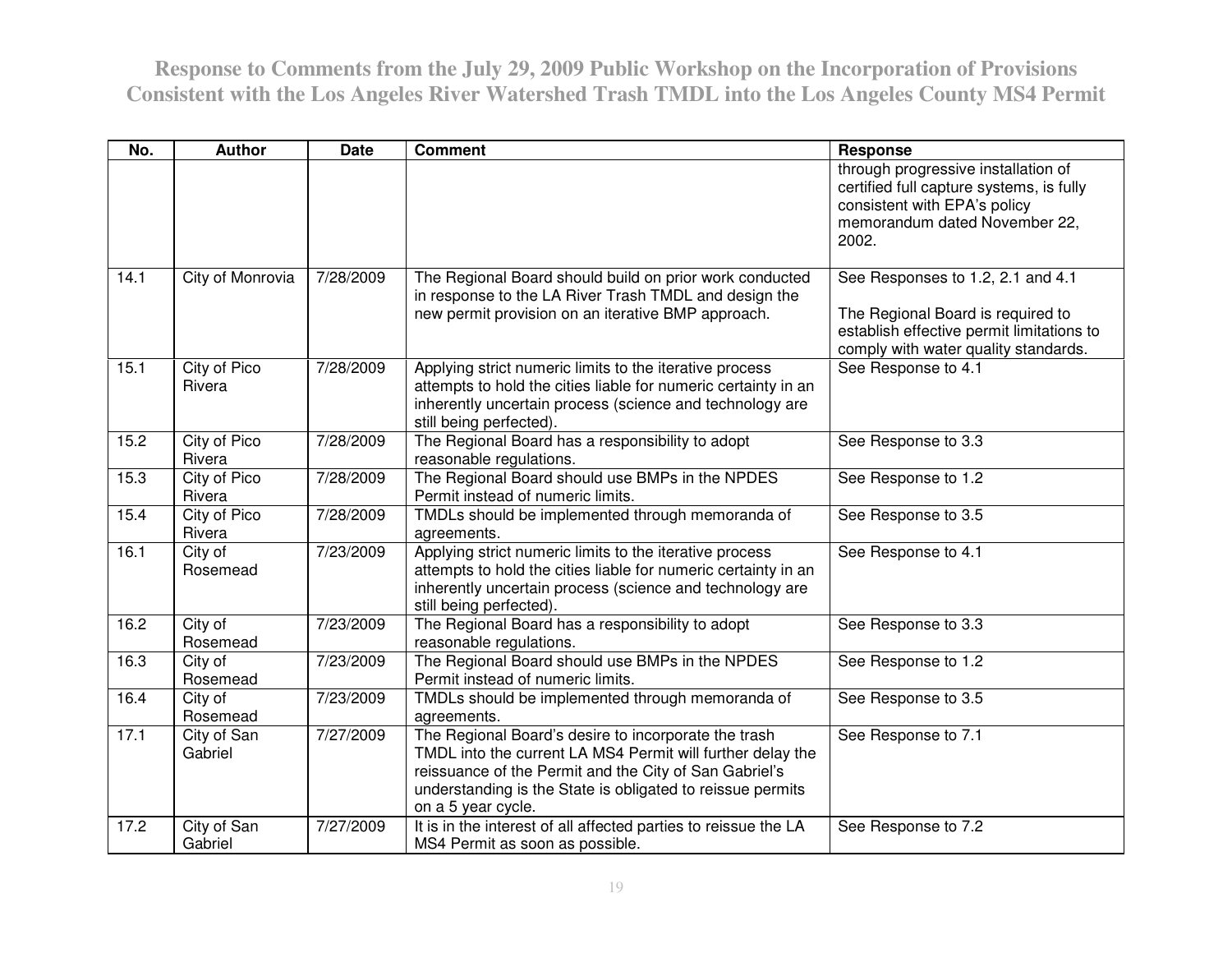# Response to Comments from the July 29, 2009 Public Workshop on the Incorporation of Provisions Consistent with the Los Angeles River Watershed Trash TMDL into the Los Angeles County MS4 Permit

| No. | Author | Date | Comment | Response |
|---|---|---|---|---|
| | | | | through progressive installation of certified full capture systems, is fully consistent with EPA's policy memorandum dated November 22, 2002. |
| 14.1 | City of Monrovia | 7/28/2009 | The Regional Board should build on prior work conducted in response to the LA River Trash TMDL and design the new permit provision on an iterative BMP approach. | See Responses to 1.2, 2.1 and 4.1<br><br>The Regional Board is required to establish effective permit limitations to comply with water quality standards. |
| 15.1 | City of Pico Rivera | 7/28/2009 | Applying strict numeric limits to the iterative process attempts to hold the cities liable for numeric certainty in an inherently uncertain process (science and technology are still being perfected). | See Response to 4.1 |
| 15.2 | City of Pico Rivera | 7/28/2009 | The Regional Board has a responsibility to adopt reasonable regulations. | See Response to 3.3 |
| 15.3 | City of Pico Rivera | 7/28/2009 | The Regional Board should use BMPs in the NPDES Permit instead of numeric limits. | See Response to 1.2 |
| 15.4 | City of Pico Rivera | 7/28/2009 | TMDLs should be implemented through memoranda of agreements. | See Response to 3.5 |
| 16.1 | City of Rosemead | 7/23/2009 | Applying strict numeric limits to the iterative process attempts to hold the cities liable for numeric certainty in an inherently uncertain process (science and technology are still being perfected). | See Response to 4.1 |
| 16.2 | City of Rosemead | 7/23/2009 | The Regional Board has a responsibility to adopt reasonable regulations. | See Response to 3.3 |
| 16.3 | City of Rosemead | 7/23/2009 | The Regional Board should use BMPs in the NPDES Permit instead of numeric limits. | See Response to 1.2 |
| 16.4 | City of Rosemead | 7/23/2009 | TMDLs should be implemented through memoranda of agreements. | See Response to 3.5 |
| 17.1 | City of San Gabriel | 7/27/2009 | The Regional Board's desire to incorporate the trash TMDL into the current LA MS4 Permit will further delay the reissuance of the Permit and the City of San Gabriel's understanding is the State is obligated to reissue permits on a 5 year cycle. | See Response to 7.1 |
| 17.2 | City of San Gabriel | 7/27/2009 | It is in the interest of all affected parties to reissue the LA MS4 Permit as soon as possible. | See Response to 7.2 |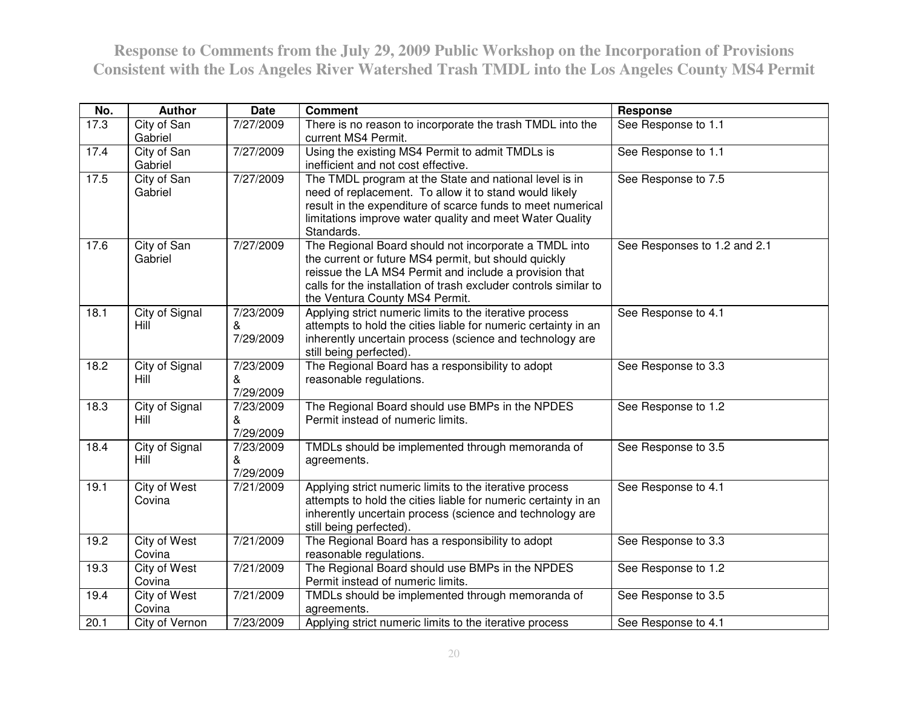# Response to Comments from the July 29, 2009 Public Workshop on the Incorporation of Provisions Consistent with the Los Angeles River Watershed Trash TMDL into the Los Angeles County MS4 Permit

| No. | Author | Date | Comment | Response |
|---|---|---|---|---|
| 17.3 | City of San Gabriel | 7/27/2009 | There is no reason to incorporate the trash TMDL into the current MS4 Permit. | See Response to 1.1 |
| 17.4 | City of San Gabriel | 7/27/2009 | Using the existing MS4 Permit to admit TMDLs is inefficient and not cost effective. | See Response to 1.1 |
| 17.5 | City of San Gabriel | 7/27/2009 | The TMDL program at the State and national level is in need of replacement. To allow it to stand would likely result in the expenditure of scarce funds to meet numerical limitations improve water quality and meet Water Quality Standards. | See Response to 7.5 |
| 17.6 | City of San Gabriel | 7/27/2009 | The Regional Board should not incorporate a TMDL into the current or future MS4 permit, but should quickly reissue the LA MS4 Permit and include a provision that calls for the installation of trash excluder controls similar to the Ventura County MS4 Permit. | See Responses to 1.2 and 2.1 |
| 18.1 | City of Signal Hill | 7/23/2009 & 7/29/2009 | Applying strict numeric limits to the iterative process attempts to hold the cities liable for numeric certainty in an inherently uncertain process (science and technology are still being perfected). | See Response to 4.1 |
| 18.2 | City of Signal Hill | 7/23/2009 & 7/29/2009 | The Regional Board has a responsibility to adopt reasonable regulations. | See Response to 3.3 |
| 18.3 | City of Signal Hill | 7/23/2009 & 7/29/2009 | The Regional Board should use BMPs in the NPDES Permit instead of numeric limits. | See Response to 1.2 |
| 18.4 | City of Signal Hill | 7/23/2009 & 7/29/2009 | TMDLs should be implemented through memoranda of agreements. | See Response to 3.5 |
| 19.1 | City of West Covina | 7/21/2009 | Applying strict numeric limits to the iterative process attempts to hold the cities liable for numeric certainty in an inherently uncertain process (science and technology are still being perfected). | See Response to 4.1 |
| 19.2 | City of West Covina | 7/21/2009 | The Regional Board has a responsibility to adopt reasonable regulations. | See Response to 3.3 |
| 19.3 | City of West Covina | 7/21/2009 | The Regional Board should use BMPs in the NPDES Permit instead of numeric limits. | See Response to 1.2 |
| 19.4 | City of West Covina | 7/21/2009 | TMDLs should be implemented through memoranda of agreements. | See Response to 3.5 |
| 20.1 | City of Vernon | 7/23/2009 | Applying strict numeric limits to the iterative process | See Response to 4.1 |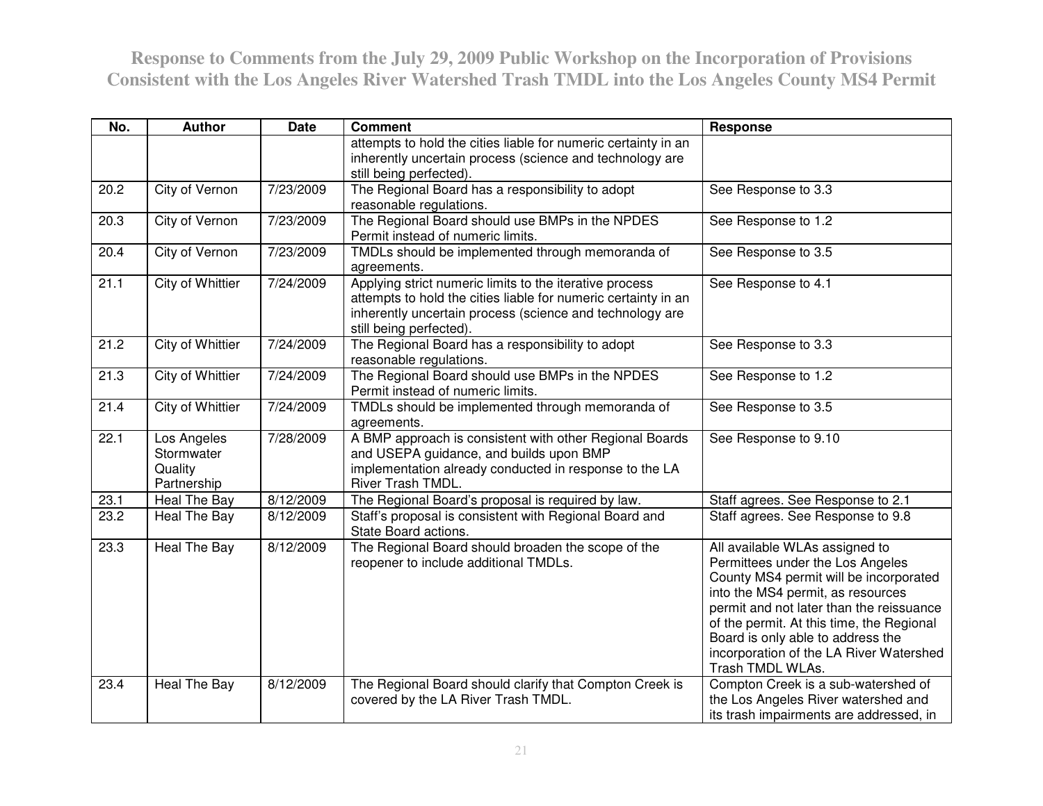# Response to Comments from the July 29, 2009 Public Workshop on the Incorporation of Provisions Consistent with the Los Angeles River Watershed Trash TMDL into the Los Angeles County MS4 Permit

| No. | Author | Date | Comment | Response |
|---|---|---|---|---|
| | | | attempts to hold the cities liable for numeric certainty in an inherently uncertain process (science and technology are still being perfected). | |
| 20.2 | City of Vernon | 7/23/2009 | The Regional Board has a responsibility to adopt reasonable regulations. | See Response to 3.3 |
| 20.3 | City of Vernon | 7/23/2009 | The Regional Board should use BMPs in the NPDES Permit instead of numeric limits. | See Response to 1.2 |
| 20.4 | City of Vernon | 7/23/2009 | TMDLs should be implemented through memoranda of agreements. | See Response to 3.5 |
| 21.1 | City of Whittier | 7/24/2009 | Applying strict numeric limits to the iterative process attempts to hold the cities liable for numeric certainty in an inherently uncertain process (science and technology are still being perfected). | See Response to 4.1 |
| 21.2 | City of Whittier | 7/24/2009 | The Regional Board has a responsibility to adopt reasonable regulations. | See Response to 3.3 |
| 21.3 | City of Whittier | 7/24/2009 | The Regional Board should use BMPs in the NPDES Permit instead of numeric limits. | See Response to 1.2 |
| 21.4 | City of Whittier | 7/24/2009 | TMDLs should be implemented through memoranda of agreements. | See Response to 3.5 |
| 22.1 | Los Angeles Stormwater Quality Partnership | 7/28/2009 | A BMP approach is consistent with other Regional Boards and USEPA guidance, and builds upon BMP implementation already conducted in response to the LA River Trash TMDL. | See Response to 9.10 |
| 23.1 | Heal The Bay | 8/12/2009 | The Regional Board's proposal is required by law. | Staff agrees. See Response to 2.1 |
| 23.2 | Heal The Bay | 8/12/2009 | Staff's proposal is consistent with Regional Board and State Board actions. | Staff agrees. See Response to 9.8 |
| 23.3 | Heal The Bay | 8/12/2009 | The Regional Board should broaden the scope of the reopener to include additional TMDLs. | All available WLAs assigned to Permittees under the Los Angeles County MS4 permit will be incorporated into the MS4 permit, as resources permit and not later than the reissuance of the permit. At this time, the Regional Board is only able to address the incorporation of the LA River Watershed Trash TMDL WLAs. |
| 23.4 | Heal The Bay | 8/12/2009 | The Regional Board should clarify that Compton Creek is covered by the LA River Trash TMDL. | Compton Creek is a sub-watershed of the Los Angeles River watershed and its trash impairments are addressed, in |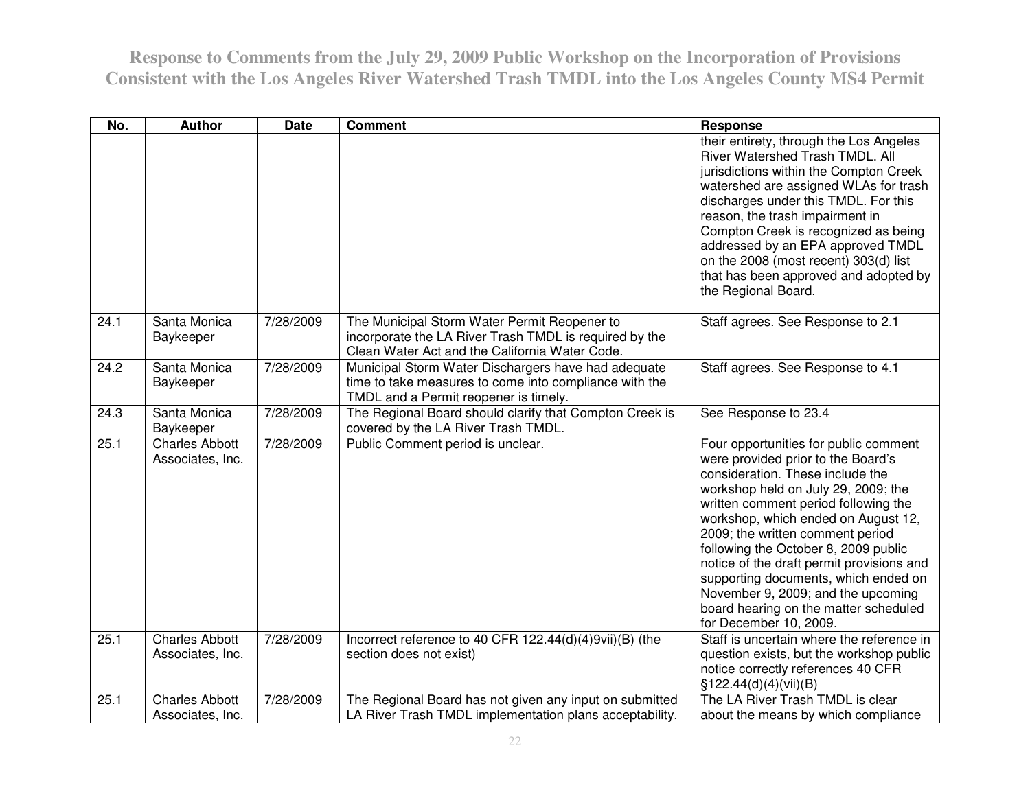# Response to Comments from the July 29, 2009 Public Workshop on the Incorporation of Provisions Consistent with the Los Angeles River Watershed Trash TMDL into the Los Angeles County MS4 Permit

| No. | Author | Date | Comment | Response |
|---|---|---|---|---|
| | | | | their entirety, through the Los Angeles River Watershed Trash TMDL. All jurisdictions within the Compton Creek watershed are assigned WLAs for trash discharges under this TMDL. For this reason, the trash impairment in Compton Creek is recognized as being addressed by an EPA approved TMDL on the 2008 (most recent) 303(d) list that has been approved and adopted by the Regional Board. |
| 24.1 | Santa Monica Baykeeper | 7/28/2009 | The Municipal Storm Water Permit Reopener to incorporate the LA River Trash TMDL is required by the Clean Water Act and the California Water Code. | Staff agrees. See Response to 2.1 |
| 24.2 | Santa Monica Baykeeper | 7/28/2009 | Municipal Storm Water Dischargers have had adequate time to take measures to come into compliance with the TMDL and a Permit reopener is timely. | Staff agrees. See Response to 4.1 |
| 24.3 | Santa Monica Baykeeper | 7/28/2009 | The Regional Board should clarify that Compton Creek is covered by the LA River Trash TMDL. | See Response to 23.4 |
| 25.1 | Charles Abbott Associates, Inc. | 7/28/2009 | Public Comment period is unclear. | Four opportunities for public comment were provided prior to the Board's consideration. These include the workshop held on July 29, 2009; the written comment period following the workshop, which ended on August 12, 2009; the written comment period following the October 8, 2009 public notice of the draft permit provisions and supporting documents, which ended on November 9, 2009; and the upcoming board hearing on the matter scheduled for December 10, 2009. |
| 25.1 | Charles Abbott Associates, Inc. | 7/28/2009 | Incorrect reference to 40 CFR 122.44(d)(4)9vii)(B) (the section does not exist) | Staff is uncertain where the reference in question exists, but the workshop public notice correctly references 40 CFR §122.44(d)(4)(vii)(B) |
| 25.1 | Charles Abbott Associates, Inc. | 7/28/2009 | The Regional Board has not given any input on submitted LA River Trash TMDL implementation plans acceptability. | The LA River Trash TMDL is clear about the means by which compliance |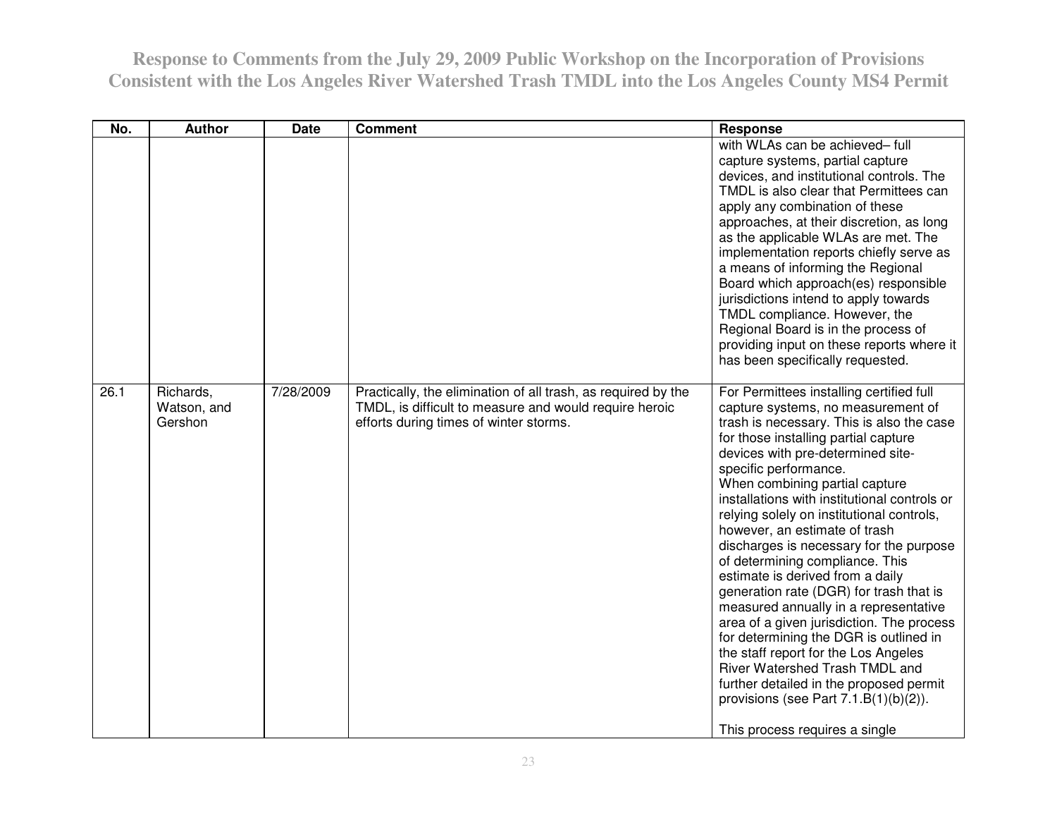# Response to Comments from the July 29, 2009 Public Workshop on the Incorporation of Provisions Consistent with the Los Angeles River Watershed Trash TMDL into the Los Angeles County MS4 Permit

| No. | Author | Date | Comment | Response |
|---|---|---|---|---|
| | | | | with WLAs can be achieved– full capture systems, partial capture devices, and institutional controls. The TMDL is also clear that Permittees can apply any combination of these approaches, at their discretion, as long as the applicable WLAs are met. The implementation reports chiefly serve as a means of informing the Regional Board which approach(es) responsible jurisdictions intend to apply towards TMDL compliance. However, the Regional Board is in the process of providing input on these reports where it has been specifically requested. |
| 26.1 | Richards, Watson, and Gershon | 7/28/2009 | Practically, the elimination of all trash, as required by the TMDL, is difficult to measure and would require heroic efforts during times of winter storms. | For Permittees installing certified full capture systems, no measurement of trash is necessary. This is also the case for those installing partial capture devices with pre-determined site-specific performance.<br>When combining partial capture installations with institutional controls or relying solely on institutional controls, however, an estimate of trash discharges is necessary for the purpose of determining compliance. This estimate is derived from a daily generation rate (DGR) for trash that is measured annually in a representative area of a given jurisdiction. The process for determining the DGR is outlined in the staff report for the Los Angeles River Watershed Trash TMDL and further detailed in the proposed permit provisions (see Part 7.1.B(1)(b)(2)).<br><br>This process requires a single |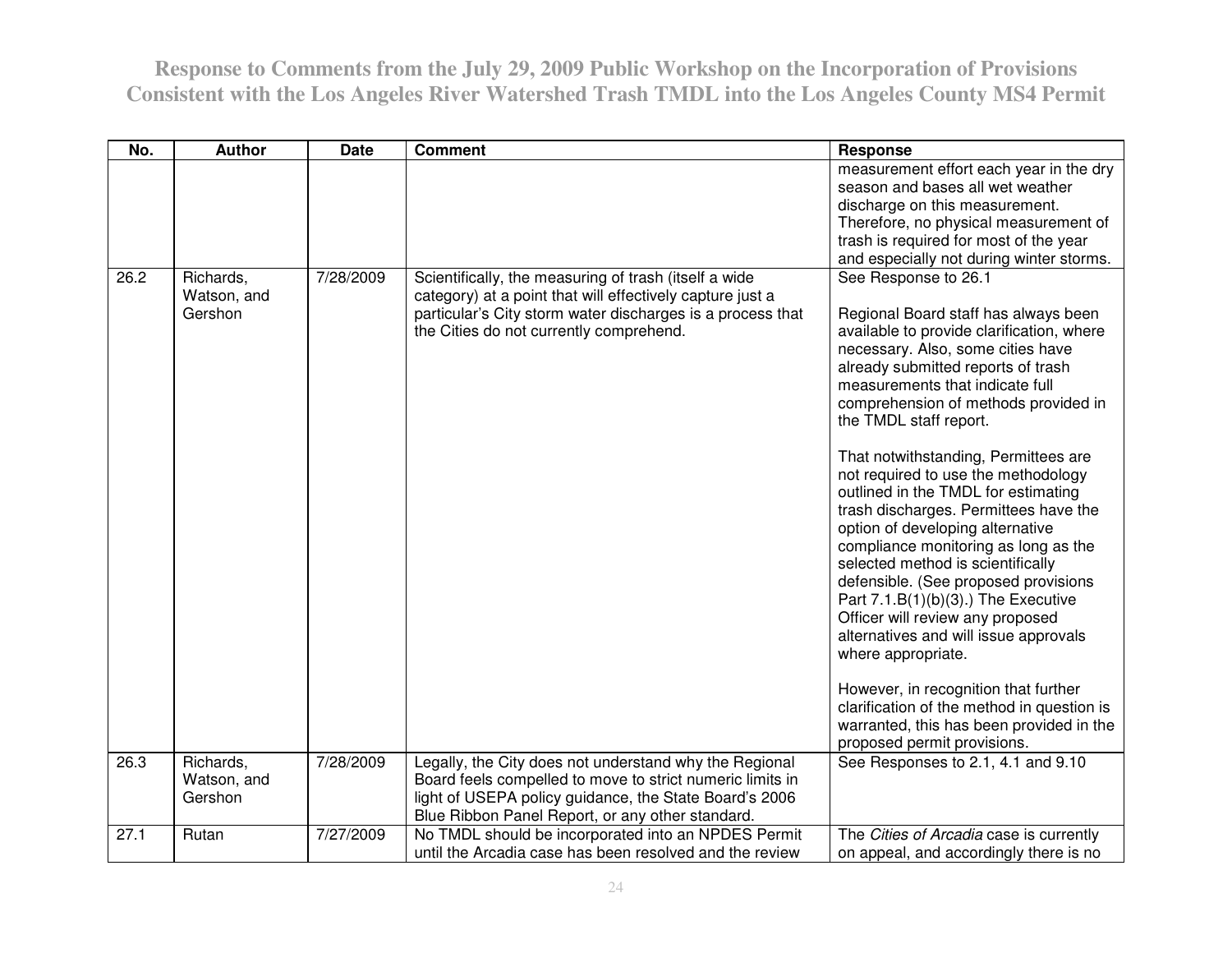# Response to Comments from the July 29, 2009 Public Workshop on the Incorporation of Provisions Consistent with the Los Angeles River Watershed Trash TMDL into the Los Angeles County MS4 Permit

| No. | Author | Date | Comment | Response |
|---|---|---|---|---|
| | | | | measurement effort each year in the dry season and bases all wet weather discharge on this measurement. Therefore, no physical measurement of trash is required for most of the year and especially not during winter storms. |
| 26.2 | Richards, Watson, and Gershon | 7/28/2009 | Scientifically, the measuring of trash (itself a wide category) at a point that will effectively capture just a particular's City storm water discharges is a process that the Cities do not currently comprehend. | See Response to 26.1<br><br>Regional Board staff has always been available to provide clarification, where necessary. Also, some cities have already submitted reports of trash measurements that indicate full comprehension of methods provided in the TMDL staff report.<br><br>That notwithstanding, Permittees are not required to use the methodology outlined in the TMDL for estimating trash discharges. Permittees have the option of developing alternative compliance monitoring as long as the selected method is scientifically defensible. (See proposed provisions Part 7.1.B(1)(b)(3).) The Executive Officer will review any proposed alternatives and will issue approvals where appropriate.<br><br>However, in recognition that further clarification of the method in question is warranted, this has been provided in the proposed permit provisions. |
| 26.3 | Richards, Watson, and Gershon | 7/28/2009 | Legally, the City does not understand why the Regional Board feels compelled to move to strict numeric limits in light of USEPA policy guidance, the State Board's 2006 Blue Ribbon Panel Report, or any other standard. | See Responses to 2.1, 4.1 and 9.10 |
| 27.1 | Rutan | 7/27/2009 | No TMDL should be incorporated into an NPDES Permit until the Arcadia case has been resolved and the review | The *Cities of Arcadia* case is currently on appeal, and accordingly there is no |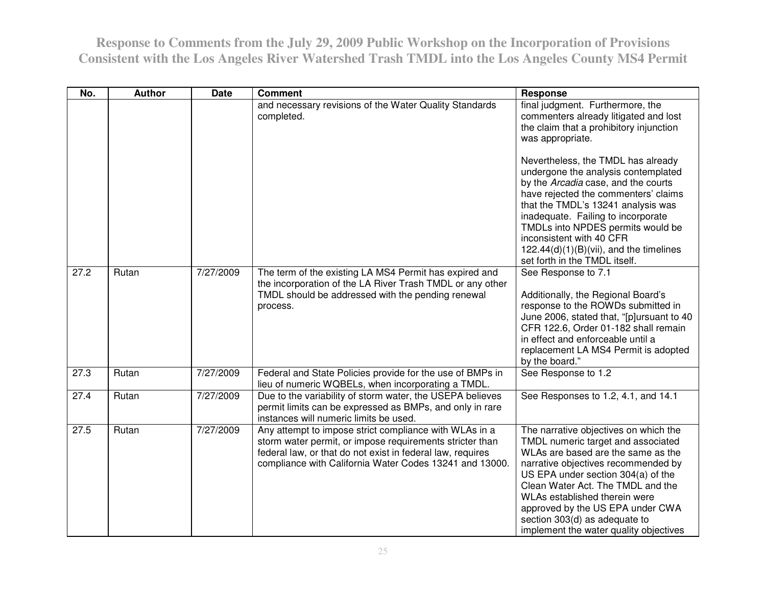# Response to Comments from the July 29, 2009 Public Workshop on the Incorporation of Provisions Consistent with the Los Angeles River Watershed Trash TMDL into the Los Angeles County MS4 Permit

| No. | Author | Date | Comment | Response |
|---|---|---|---|---|
| | | | and necessary revisions of the Water Quality Standards completed. | final judgment. Furthermore, the commenters already litigated and lost the claim that a prohibitory injunction was appropriate.<br><br>Nevertheless, the TMDL has already undergone the analysis contemplated by the *Arcadia* case, and the courts have rejected the commenters' claims that the TMDL's 13241 analysis was inadequate. Failing to incorporate TMDLs into NPDES permits would be inconsistent with 40 CFR 122.44(d)(1)(B)(vii), and the timelines set forth in the TMDL itself. |
| 27.2 | Rutan | 7/27/2009 | The term of the existing LA MS4 Permit has expired and the incorporation of the LA River Trash TMDL or any other TMDL should be addressed with the pending renewal process. | See Response to 7.1<br><br>Additionally, the Regional Board's response to the ROWDs submitted in June 2006, stated that, "[p]ursuant to 40 CFR 122.6, Order 01-182 shall remain in effect and enforceable until a replacement LA MS4 Permit is adopted by the board." |
| 27.3 | Rutan | 7/27/2009 | Federal and State Policies provide for the use of BMPs in lieu of numeric WQBELs, when incorporating a TMDL. | See Response to 1.2 |
| 27.4 | Rutan | 7/27/2009 | Due to the variability of storm water, the USEPA believes permit limits can be expressed as BMPs, and only in rare instances will numeric limits be used. | See Responses to 1.2, 4.1, and 14.1 |
| 27.5 | Rutan | 7/27/2009 | Any attempt to impose strict compliance with WLAs in a storm water permit, or impose requirements stricter than federal law, or that do not exist in federal law, requires compliance with California Water Codes 13241 and 13000. | The narrative objectives on which the TMDL numeric target and associated WLAs are based are the same as the narrative objectives recommended by US EPA under section 304(a) of the Clean Water Act. The TMDL and the WLAs established therein were approved by the US EPA under CWA section 303(d) as adequate to implement the water quality objectives |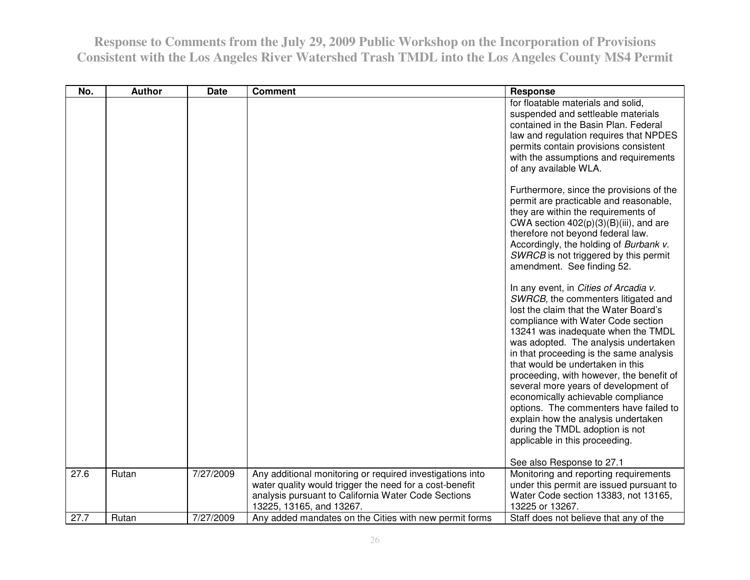| No. | Author | Date | Comment | Response |
|---|---|---|---|---|
| | | | | for floatable materials and solid, suspended and settleable materials contained in the Basin Plan. Federal law and regulation requires that NPDES permits contain provisions consistent with the assumptions and requirements of any available WLA.<br><br>Furthermore, since the provisions of the permit are practicable and reasonable, they are within the requirements of CWA section 402(p)(3)(B)(iii), and are therefore not beyond federal law. Accordingly, the holding of *Burbank v. SWRCB* is not triggered by this permit amendment. See finding 52.<br><br>In any event, in *Cities of Arcadia v. SWRCB*, the commenters litigated and lost the claim that the Water Board's compliance with Water Code section 13241 was inadequate when the TMDL was adopted. The analysis undertaken in that proceeding is the same analysis that would be undertaken in this proceeding, with however, the benefit of several more years of development of economically achievable compliance options. The commenters have failed to explain how the analysis undertaken during the TMDL adoption is not applicable in this proceeding.<br><br>See also Response to 27.1 |
| 27.6 | Rutan | 7/27/2009 | Any additional monitoring or required investigations into water quality would trigger the need for a cost-benefit analysis pursuant to California Water Code Sections 13225, 13165, and 13267. | Monitoring and reporting requirements under this permit are issued pursuant to Water Code section 13383, not 13165, 13225 or 13267. |
| 27.7 | Rutan | 7/27/2009 | Any added mandates on the Cities with new permit forms | Staff does not believe that any of the |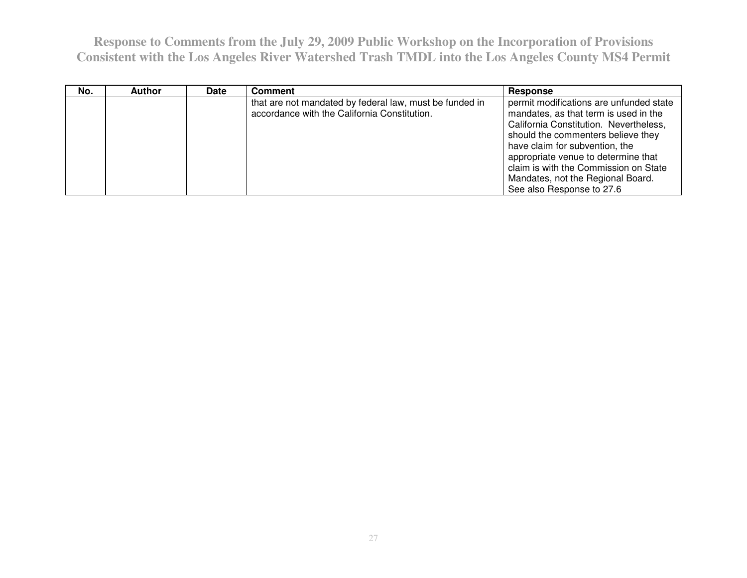| No. | Author | Date | Comment | Response |
| --- | --- | --- | --- | --- |
| | | | that are not mandated by federal law, must be funded in accordance with the California Constitution. | permit modifications are unfunded state mandates, as that term is used in the California Constitution. Nevertheless, should the commenters believe they have claim for subvention, the appropriate venue to determine that claim is with the Commission on State Mandates, not the Regional Board. See also Response to 27.6 |